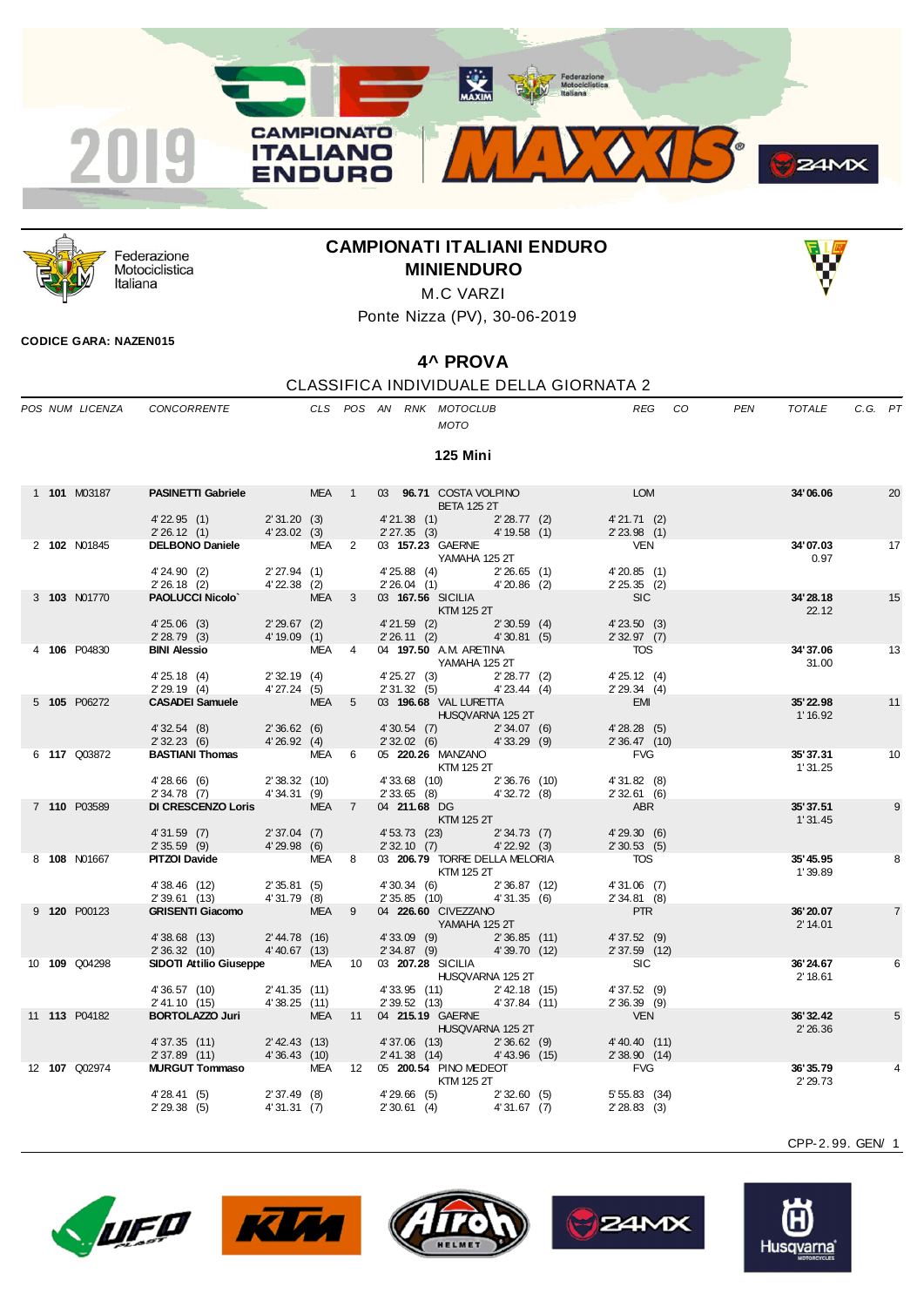# CAMPIONATI ITALIANI ENDURO
## MINIENDURO

M.C VARZI

Ponte Nizza (PV), 30-06-2019

**CODICE GARA: NAZEN015**

## 4^ PROVA

CLASSIFICA INDIVIDUALE DELLA GIORNATA 2

### 125 Mini

| POS | NUM | LICENZA | CONCORRENTE | CLS | POS | AN | RNK | MOTOCLUB / MOTO | REG | CO | PEN | TOTALE | C.G. | PT |
|---|---|---|---|---|---|---|---|---|---|---|---|---|---|---|
| 1 | **101** | M03187 | **PASINETTI Gabriele** | MEA | 1 | 03 | **96.71** | COSTA VOLPINO / BETA 125 2T | LOM | | | **34'06.06** | | 20 |
| | | | 4'22.95 (1) 2'31.20 (3) 4'21.38 (1) 2'28.77 (2) 4'21.71 (2) / 2'26.12 (1) 4'23.02 (3) 2'27.35 (3) 4'19.58 (1) 2'23.98 (1) | | | | | | | | | | | |
| 2 | **102** | N01845 | **DELBONO Daniele** | MEA | 2 | 03 | **157.23** | GAERNE / YAMAHA 125 2T | VEN | | | **34'07.03** | 0.97 | 17 |
| | | | 4'24.90 (2) 2'27.94 (1) 4'25.88 (4) 2'26.65 (1) 4'20.85 (1) / 2'26.18 (2) 4'22.38 (2) 2'26.04 (1) 4'20.86 (2) 2'25.35 (2) | | | | | | | | | | | |
| 3 | **103** | N01770 | **PAOLUCCI Nicolo`** | MEA | 3 | 03 | **167.56** | SICILIA / KTM 125 2T | SIC | | | **34'28.18** | 22.12 | 15 |
| | | | 4'25.06 (3) 2'29.67 (2) 4'21.59 (2) 2'30.59 (4) 4'23.50 (3) / 2'28.79 (3) 4'19.09 (1) 2'26.11 (2) 4'30.81 (5) 2'32.97 (7) | | | | | | | | | | | |
| 4 | **106** | P04830 | **BINI Alessio** | MEA | 4 | 04 | **197.50** | A.M. ARETINA / YAMAHA 125 2T | TOS | | | **34'37.06** | 31.00 | 13 |
| | | | 4'25.18 (4) 2'32.19 (4) 4'25.27 (3) 2'28.77 (2) 4'25.12 (4) / 2'29.19 (4) 4'27.24 (5) 2'31.32 (5) 4'23.44 (4) 2'29.34 (4) | | | | | | | | | | | |
| 5 | **105** | P06272 | **CASADEI Samuele** | MEA | 5 | 03 | **196.68** | VAL LURETTA / HUSQVARNA 125 2T | EMI | | | **35'22.98** | 1'16.92 | 11 |
| | | | 4'32.54 (8) 2'36.62 (6) 4'30.54 (7) 2'34.07 (6) 4'28.28 (5) / 2'32.23 (6) 4'26.92 (4) 2'32.02 (6) 4'33.29 (9) 2'36.47 (10) | | | | | | | | | | | |
| 6 | **117** | Q03872 | **BASTIANI Thomas** | MEA | 6 | 05 | **220.26** | MANZANO / KTM 125 2T | FVG | | | **35'37.31** | 1'31.25 | 10 |
| | | | 4'28.66 (6) 2'38.32 (10) 4'33.68 (10) 2'36.76 (10) 4'31.82 (8) / 2'34.78 (7) 4'34.31 (9) 2'33.65 (8) 4'32.72 (8) 2'32.61 (6) | | | | | | | | | | | |
| 7 | **110** | P03589 | **DI CRESCENZO Loris** | MEA | 7 | 04 | **211.68** | DG / KTM 125 2T | ABR | | | **35'37.51** | 1'31.45 | 9 |
| | | | 4'31.59 (7) 2'37.04 (7) 4'53.73 (23) 2'34.73 (7) 4'29.30 (6) / 2'35.59 (9) 4'29.98 (6) 2'32.10 (7) 4'22.92 (3) 2'30.53 (5) | | | | | | | | | | | |
| 8 | **108** | N01667 | **PITZOI Davide** | MEA | 8 | 03 | **206.79** | TORRE DELLA MELORIA / KTM 125 2T | TOS | | | **35'45.95** | 1'39.89 | 8 |
| | | | 4'38.46 (12) 2'35.81 (5) 4'30.34 (6) 2'36.87 (12) 4'31.06 (7) / 2'39.61 (13) 4'31.79 (8) 2'35.85 (10) 4'31.35 (6) 2'34.81 (8) | | | | | | | | | | | |
| 9 | **120** | P00123 | **GRISENTI Giacomo** | MEA | 9 | 04 | **226.60** | CIVEZZANO / YAMAHA 125 2T | PTR | | | **36'20.07** | 2'14.01 | 7 |
| | | | 4'38.68 (13) 2'44.78 (16) 4'33.09 (9) 2'36.85 (11) 4'37.52 (9) / 2'36.32 (10) 4'40.67 (13) 2'34.87 (9) 4'39.70 (12) 2'37.59 (12) | | | | | | | | | | | |
| 10 | **109** | Q04298 | **SIDOTI Attilio Giuseppe** | MEA | 10 | 03 | **207.28** | SICILIA / HUSQVARNA 125 2T | SIC | | | **36'24.67** | 2'18.61 | 6 |
| | | | 4'36.57 (10) 2'41.35 (11) 4'33.95 (11) 2'42.18 (15) 4'37.52 (9) / 2'41.10 (15) 4'38.25 (11) 2'39.52 (13) 4'37.84 (11) 2'36.39 (9) | | | | | | | | | | | |
| 11 | **113** | P04182 | **BORTOLAZZO Juri** | MEA | 11 | 04 | **215.19** | GAERNE / HUSQVARNA 125 2T | VEN | | | **36'32.42** | 2'26.36 | 5 |
| | | | 4'37.35 (11) 2'42.43 (13) 4'37.06 (13) 2'36.62 (9) 4'40.40 (11) / 2'37.89 (11) 4'36.43 (10) 2'41.38 (14) 4'43.96 (15) 2'38.90 (14) | | | | | | | | | | | |
| 12 | **107** | Q02974 | **MURGUT Tommaso** | MEA | 12 | 05 | **200.54** | PINO MEDEOT / KTM 125 2T | FVG | | | **36'35.79** | 2'29.73 | 4 |
| | | | 4'28.41 (5) 2'37.49 (8) 4'29.66 (5) 2'32.60 (5) 5'55.83 (34) / 2'29.38 (5) 4'31.31 (7) 2'30.61 (4) 4'31.67 (7) 2'28.83 (3) | | | | | | | | | | | |

CPP-2.99. GEN/ 1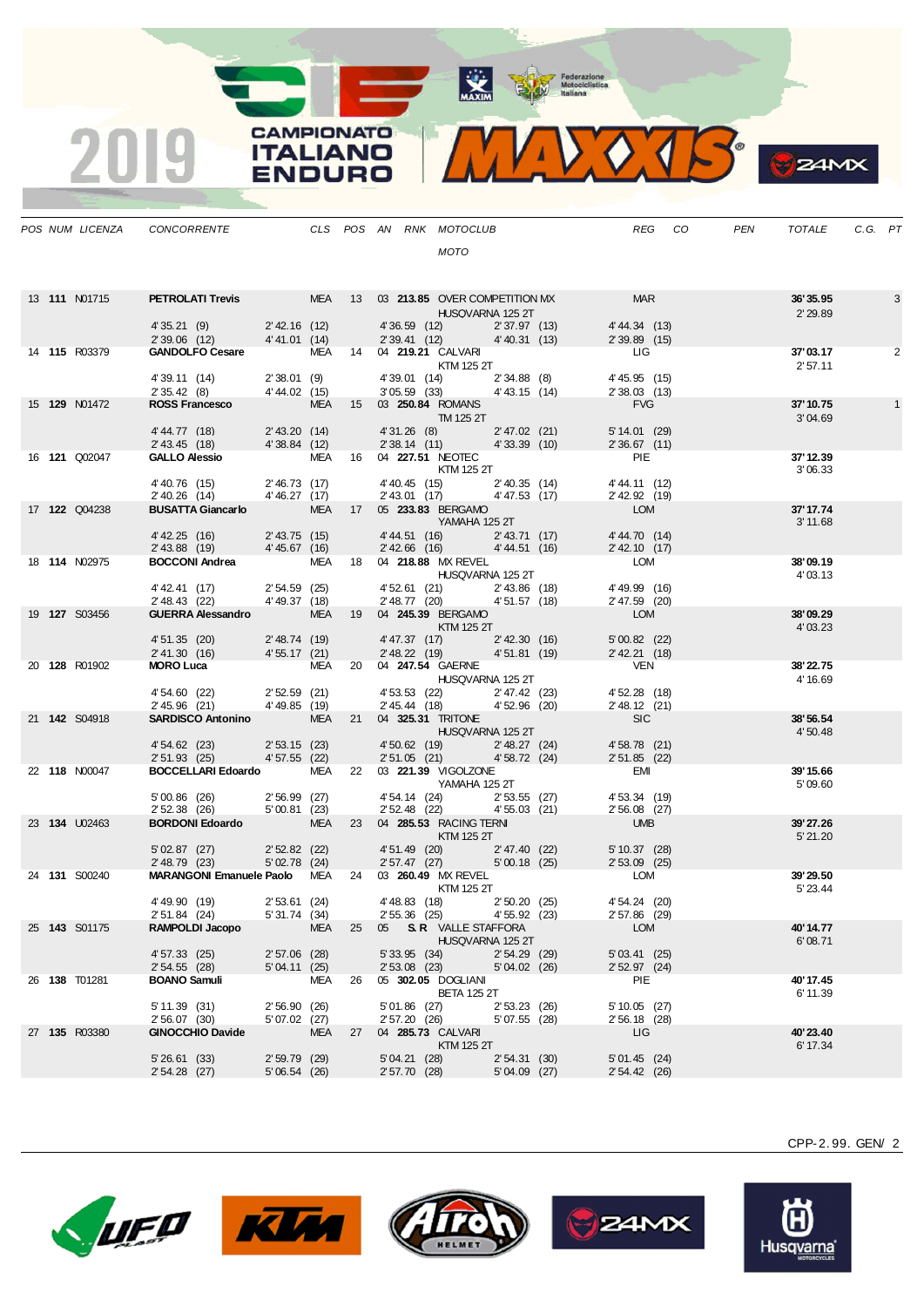| POS | NUM | LICENZA | CONCORRENTE | CLS | POS | AN | RNK | MOTOCLUB / MOTO | REG | CO | PEN | TOTALE | C.G. | PT |
|---|---|---|---|---|---|---|---|---|---|---|---|---|---|---|
| 13 | **111** | N01715 | **PETROLATI Trevis** | MEA | 13 | 03 | **213.85** | OVER COMPETITION MX HUSQVARNA 125 2T | MAR | | | **36'35.95** 2'29.89 | | 3 |
| | | | 4'35.21 (9) 2'39.06 (12) | 2'42.16 (12) 4'41.01 (14) | | | | 4'36.59 (12) 2'39.41 (12) 2'37.97 (13) 4'40.31 (13) | 4'44.34 (13) 2'39.89 (15) | | | | | |
| 14 | **115** | R03379 | **GANDOLFO Cesare** | MEA | 14 | 04 | **219.21** | CALVARI KTM 125 2T | LIG | | | **37'03.17** 2'57.11 | | 2 |
| | | | 4'39.11 (14) 2'35.42 (8) | 2'38.01 (9) 4'44.02 (15) | | | | 4'39.01 (14) 3'05.59 (33) 2'34.88 (8) 4'43.15 (14) | 4'45.95 (15) 2'38.03 (13) | | | | | |
| 15 | **129** | N01472 | **ROSS Francesco** | MEA | 15 | 03 | **250.84** | ROMANS TM 125 2T | FVG | | | **37'10.75** 3'04.69 | | 1 |
| | | | 4'44.77 (18) 2'43.45 (18) | 2'43.20 (14) 4'38.84 (12) | | | | 4'31.26 (8) 2'38.14 (11) 2'47.02 (21) 4'33.39 (10) | 5'14.01 (29) 2'36.67 (11) | | | | | |
| 16 | **121** | Q02047 | **GALLO Alessio** | MEA | 16 | 04 | **227.51** | NEOTEC KTM 125 2T | PIE | | | **37'12.39** 3'06.33 | | |
| | | | 4'40.76 (15) 2'40.26 (14) | 2'46.73 (17) 4'46.27 (17) | | | | 4'40.45 (15) 2'43.01 (17) 2'40.35 (14) 4'47.53 (17) | 4'44.11 (12) 2'42.92 (19) | | | | | |
| 17 | **122** | Q04238 | **BUSATTA Giancarlo** | MEA | 17 | 05 | **233.83** | BERGAMO YAMAHA 125 2T | LOM | | | **37'17.74** 3'11.68 | | |
| | | | 4'42.25 (16) 2'43.88 (19) | 2'43.75 (15) 4'45.67 (16) | | | | 4'44.51 (16) 2'42.66 (16) 2'43.71 (17) 4'44.51 (16) | 4'44.70 (14) 2'42.10 (17) | | | | | |
| 18 | **114** | N02975 | **BOCCONI Andrea** | MEA | 18 | 04 | **218.88** | MX REVEL HUSQVARNA 125 2T | LOM | | | **38'09.19** 4'03.13 | | |
| | | | 4'42.41 (17) 2'48.43 (22) | 2'54.59 (25) 4'49.37 (18) | | | | 4'52.61 (21) 2'48.77 (20) 2'43.86 (18) 4'51.57 (18) | 4'49.99 (16) 2'47.59 (20) | | | | | |
| 19 | **127** | S03456 | **GUERRA Alessandro** | MEA | 19 | 04 | **245.39** | BERGAMO KTM 125 2T | LOM | | | **38'09.29** 4'03.23 | | |
| | | | 4'51.35 (20) 2'41.30 (16) | 2'48.74 (19) 4'55.17 (21) | | | | 4'47.37 (17) 2'48.22 (19) 2'42.30 (16) 4'51.81 (19) | 5'00.82 (22) 2'42.21 (18) | | | | | |
| 20 | **128** | R01902 | **MORO Luca** | MEA | 20 | 04 | **247.54** | GAERNE HUSQVARNA 125 2T | VEN | | | **38'22.75** 4'16.69 | | |
| | | | 4'54.60 (22) 2'45.96 (21) | 2'52.59 (21) 4'49.85 (19) | | | | 4'53.53 (22) 2'45.44 (18) 2'47.42 (23) 4'52.96 (20) | 4'52.28 (18) 2'48.12 (21) | | | | | |
| 21 | **142** | S04918 | **SARDISCO Antonino** | MEA | 21 | 04 | **325.31** | TRITONE HUSQVARNA 125 2T | SIC | | | **38'56.54** 4'50.48 | | |
| | | | 4'54.62 (23) 2'51.93 (25) | 2'53.15 (23) 4'57.55 (22) | | | | 4'50.62 (19) 2'51.05 (21) 2'48.27 (24) 4'58.72 (24) | 4'58.78 (21) 2'51.85 (22) | | | | | |
| 22 | **118** | N00047 | **BOCCELLARI Edoardo** | MEA | 22 | 03 | **221.39** | VIGOLZONE YAMAHA 125 2T | EMI | | | **39'15.66** 5'09.60 | | |
| | | | 5'00.86 (26) 2'52.38 (26) | 2'56.99 (27) 5'00.81 (23) | | | | 4'54.14 (24) 2'52.48 (22) 2'53.55 (27) 4'55.03 (21) | 4'53.34 (19) 2'56.08 (27) | | | | | |
| 23 | **134** | U02463 | **BORDONI Edoardo** | MEA | 23 | 04 | **285.53** | RACING TERNI KTM 125 2T | UMB | | | **39'27.26** 5'21.20 | | |
| | | | 5'02.87 (27) 2'48.79 (23) | 2'52.82 (22) 5'02.78 (24) | | | | 4'51.49 (20) 2'57.47 (27) 2'47.40 (22) 5'00.18 (25) | 5'10.37 (28) 2'53.09 (25) | | | | | |
| 24 | **131** | S00240 | **MARANGONI Emanuele Paolo** | MEA | 24 | 03 | **260.49** | MX REVEL KTM 125 2T | LOM | | | **39'29.50** 5'23.44 | | |
| | | | 4'49.90 (19) 2'51.84 (24) | 2'53.61 (24) 5'31.74 (34) | | | | 4'48.83 (18) 2'55.36 (25) 2'50.20 (25) 4'55.92 (23) | 4'54.24 (20) 2'57.86 (29) | | | | | |
| 25 | **143** | S01175 | **RAMPOLDI Jacopo** | MEA | 25 | 05 | **S.R** | VALLE STAFFORA HUSQVARNA 125 2T | LOM | | | **40'14.77** 6'08.71 | | |
| | | | 4'57.33 (25) 2'54.55 (28) | 2'57.06 (28) 5'04.11 (25) | | | | 5'33.95 (34) 2'53.08 (23) 2'54.29 (29) 5'04.02 (26) | 5'03.41 (25) 2'52.97 (24) | | | | | |
| 26 | **138** | T01281 | **BOANO Samuli** | MEA | 26 | 05 | **302.05** | DOGLIANI BETA 125 2T | PIE | | | **40'17.45** 6'11.39 | | |
| | | | 5'11.39 (31) 2'56.07 (30) | 2'56.90 (26) 5'07.02 (27) | | | | 5'01.86 (27) 2'57.20 (26) 2'53.23 (26) 5'07.55 (28) | 5'10.05 (27) 2'56.18 (28) | | | | | |
| 27 | **135** | R03380 | **GINOCCHIO Davide** | MEA | 27 | 04 | **285.73** | CALVARI KTM 125 2T | LIG | | | **40'23.40** 6'17.34 | | |
| | | | 5'26.61 (33) 2'54.28 (27) | 2'59.79 (29) 5'06.54 (26) | | | | 5'04.21 (28) 2'57.70 (28) 2'54.31 (30) 5'04.09 (27) | 5'01.45 (24) 2'54.42 (26) | | | | | |

CPP-2.99. GEN/ 2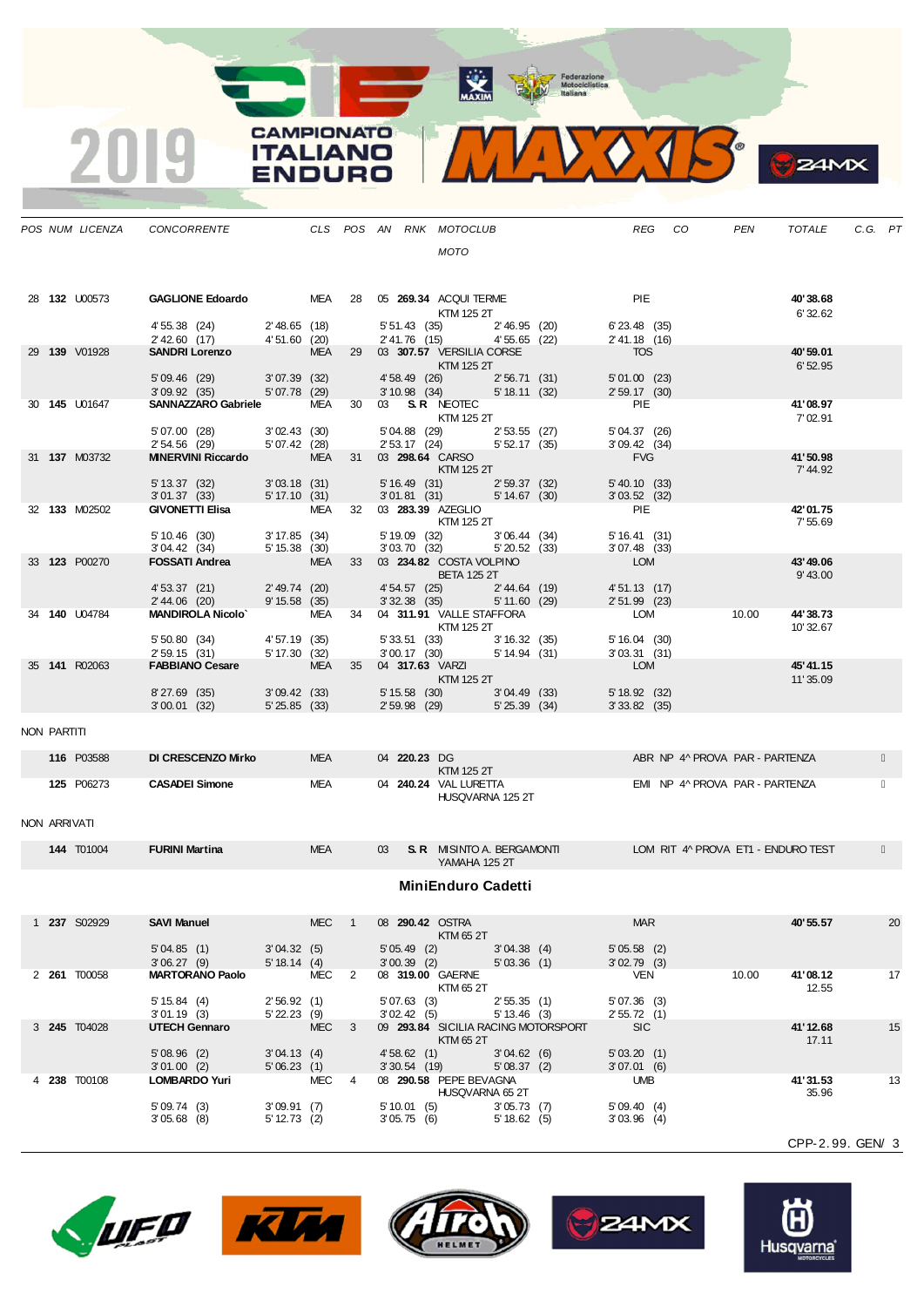2019 CAMPIONATO ITALIANO ENDURO — MAXXIS

| POS | NUM | LICENZA | CONCORRENTE | CLS | POS | AN | RNK | MOTOCLUB / MOTO | REG | CO | PEN | TOTALE | C.G. | PT |
|---|---|---|---|---|---|---|---|---|---|---|---|---|---|---|
| 28 | 132 | U00573 | GAGLIONE Edoardo | MEA | 28 | 05 | 269.34 | ACQUI TERME / KTM 125 2T | PIE | | | 40'38.68 / 6'32.62 | | |
| | | | 4'55.38 (24) · 2'48.65 (18) · 5'51.43 (35) · 2'46.95 (20) · 6'23.48 (35) · 2'42.60 (17) · 4'51.60 (20) · 2'41.76 (15) · 4'55.65 (22) · 2'41.18 (16) | | | | | | | | | | | |
| 29 | 139 | V01928 | SANDRI Lorenzo | MEA | 29 | 03 | 307.57 | VERSILIA CORSE / KTM 125 2T | TOS | | | 40'59.01 / 6'52.95 | | |
| | | | 5'09.46 (29) · 3'07.39 (32) · 4'58.49 (26) · 2'56.71 (31) · 5'01.00 (23) · 3'09.92 (35) · 5'07.78 (29) · 3'10.98 (34) · 5'18.11 (32) · 2'59.17 (30) | | | | | | | | | | | |
| 30 | 145 | U01647 | SANNAZZARO Gabriele | MEA | 30 | 03 | S.R | NEOTEC / KTM 125 2T | PIE | | | 41'08.97 / 7'02.91 | | |
| | | | 5'07.00 (28) · 3'02.43 (30) · 5'04.88 (29) · 2'53.55 (27) · 5'04.37 (26) · 2'54.56 (29) · 5'07.42 (28) · 2'53.17 (24) · 5'52.17 (35) · 3'09.42 (34) | | | | | | | | | | | |
| 31 | 137 | M03732 | MINERVINI Riccardo | MEA | 31 | 03 | 298.64 | CARSO / KTM 125 2T | FVG | | | 41'50.98 / 7'44.92 | | |
| | | | 5'13.37 (32) · 3'03.18 (31) · 5'16.49 (31) · 2'59.37 (32) · 5'40.10 (33) · 3'01.37 (33) · 5'17.10 (31) · 3'01.81 (31) · 5'14.67 (30) · 3'03.52 (32) | | | | | | | | | | | |
| 32 | 133 | M02502 | GIVONETTI Elisa | MEA | 32 | 03 | 283.39 | AZEGLIO / KTM 125 2T | PIE | | | 42'01.75 / 7'55.69 | | |
| | | | 5'10.46 (30) · 3'17.85 (34) · 5'19.09 (32) · 3'06.44 (34) · 5'16.41 (31) · 3'04.42 (34) · 5'15.38 (30) · 3'03.70 (32) · 5'20.52 (33) · 3'07.48 (33) | | | | | | | | | | | |
| 33 | 123 | P00270 | FOSSATI Andrea | MEA | 33 | 03 | 234.82 | COSTA VOLPINO / BETA 125 2T | LOM | | | 43'49.06 / 9'43.00 | | |
| | | | 4'53.37 (21) · 2'49.74 (20) · 4'54.57 (25) · 2'44.64 (19) · 4'51.13 (17) · 2'44.06 (20) · 9'15.58 (35) · 3'32.38 (35) · 5'11.60 (29) · 2'51.99 (23) | | | | | | | | | | | |
| 34 | 140 | U04784 | MANDIROLA Nicolo` | MEA | 34 | 04 | 311.91 | VALLE STAFFORA / KTM 125 2T | LOM | | 10.00 | 44'38.73 / 10'32.67 | | |
| | | | 5'50.80 (34) · 4'57.19 (35) · 5'33.51 (33) · 3'16.32 (35) · 5'16.04 (30) · 2'59.15 (31) · 5'17.30 (32) · 3'00.17 (30) · 5'14.94 (31) · 3'03.31 (31) | | | | | | | | | | | |
| 35 | 141 | R02063 | FABBIANO Cesare | MEA | 35 | 04 | 317.63 | VARZI / KTM 125 2T | LOM | | | 45'41.15 / 11'35.09 | | |
| | | | 8'27.69 (35) · 3'09.42 (33) · 5'15.58 (30) · 3'04.49 (33) · 5'18.92 (32) · 3'00.01 (32) · 5'25.85 (33) · 2'59.98 (29) · 5'25.39 (34) · 3'33.82 (35) | | | | | | | | | | | |

NON PARTITI

| NUM | LICENZA | CONCORRENTE | CLS | AN | RNK | MOTOCLUB / MOTO | REG | NOTE |
|---|---|---|---|---|---|---|---|---|
| 116 | P03588 | DI CRESCENZO Mirko | MEA | 04 | 220.23 | DG / KTM 125 2T | ABR | NP 4^ PROVA PAR - PARTENZA |
| 125 | P06273 | CASADEI Simone | MEA | 04 | 240.24 | VAL LURETTA / HUSQVARNA 125 2T | EMI | NP 4^ PROVA PAR - PARTENZA |

NON ARRIVATI

| NUM | LICENZA | CONCORRENTE | CLS | AN | RNK | MOTOCLUB / MOTO | REG | NOTE |
|---|---|---|---|---|---|---|---|---|
| 144 | T01004 | FURINI Martina | MEA | 03 | S.R | MISINTO A. BERGAMONTI / YAMAHA 125 2T | LOM | RIT 4^ PROVA ET1 - ENDURO TEST |

## MiniEnduro Cadetti

| POS | NUM | LICENZA | CONCORRENTE | CLS | POS | AN | RNK | MOTOCLUB / MOTO | REG | CO | PEN | TOTALE | C.G. | PT |
|---|---|---|---|---|---|---|---|---|---|---|---|---|---|---|
| 1 | 237 | S02929 | SAVI Manuel | MEC | 1 | 08 | 290.42 | OSTRA / KTM 65 2T | MAR | | | 40'55.57 | | 20 |
| | | | 5'04.85 (1) · 3'04.32 (5) · 5'05.49 (2) · 3'04.38 (4) · 5'05.58 (2) · 3'06.27 (9) · 5'18.14 (4) · 3'00.39 (2) · 5'03.36 (1) · 3'02.79 (3) | | | | | | | | | | | |
| 2 | 261 | T00058 | MARTORANO Paolo | MEC | 2 | 08 | 319.00 | GAERNE / KTM 65 2T | VEN | | 10.00 | 41'08.12 / 12.55 | | 17 |
| | | | 5'15.84 (4) · 2'56.92 (1) · 5'07.63 (3) · 2'55.35 (1) · 5'07.36 (3) · 3'01.19 (3) · 5'22.23 (9) · 3'02.42 (5) · 5'13.46 (3) · 2'55.72 (1) | | | | | | | | | | | |
| 3 | 245 | T04028 | UTECH Gennaro | MEC | 3 | 09 | 293.84 | SICILIA RACING MOTORSPORT / KTM 65 2T | SIC | | | 41'12.68 / 17.11 | | 15 |
| | | | 5'08.96 (2) · 3'04.13 (4) · 4'58.62 (1) · 3'04.62 (6) · 5'03.20 (1) · 3'01.00 (2) · 5'06.23 (1) · 3'30.54 (19) · 5'08.37 (2) · 3'07.01 (6) | | | | | | | | | | | |
| 4 | 238 | T00108 | LOMBARDO Yuri | MEC | 4 | 08 | 290.58 | PEPE BEVAGNA / HUSQVARNA 65 2T | UMB | | | 41'31.53 / 35.96 | | 13 |
| | | | 5'09.74 (3) · 3'09.91 (7) · 5'10.01 (5) · 3'05.73 (7) · 5'09.40 (4) · 3'05.68 (8) · 5'12.73 (2) · 3'05.75 (6) · 5'18.62 (5) · 3'03.96 (4) | | | | | | | | | | | |

CPP-2.99. GEN/ 3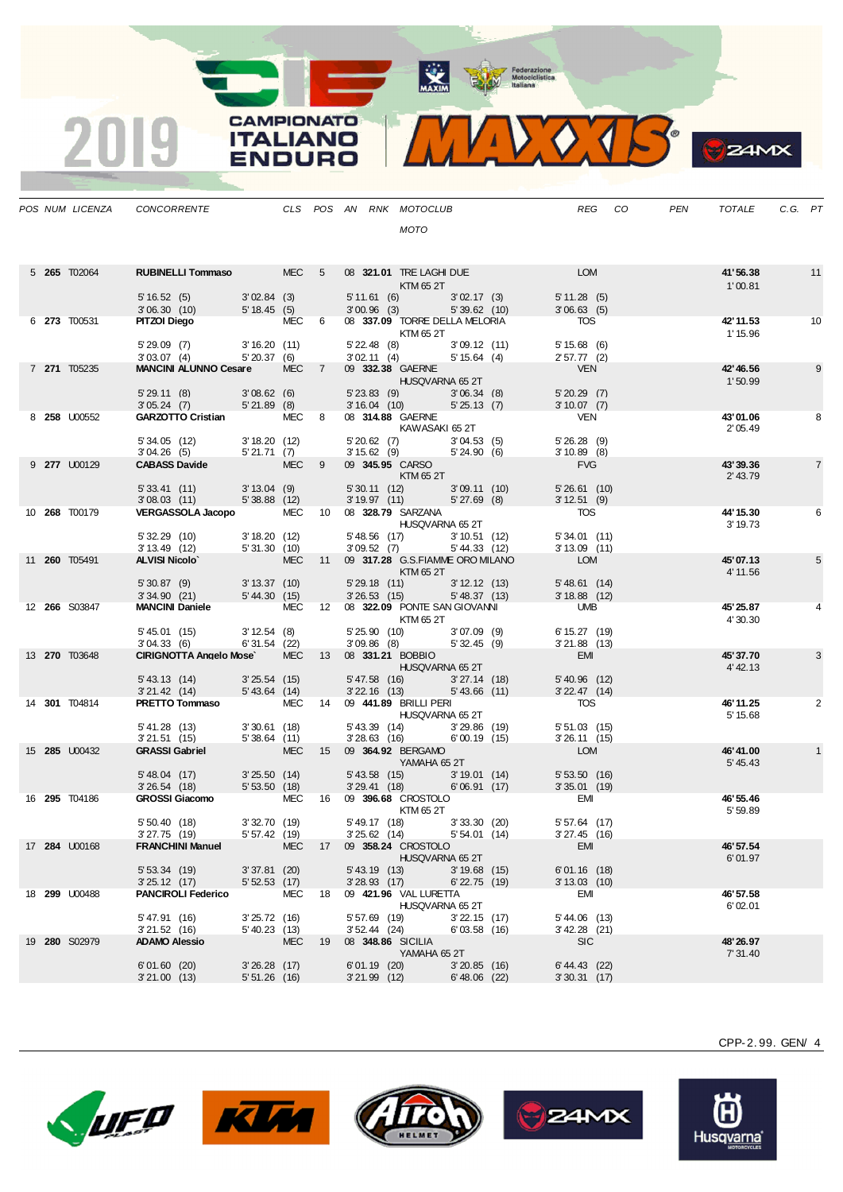# 2019 CAMPIONATO ITALIANO ENDURO MAXXIS

| POS | NUM | LICENZA | CONCORRENTE | CLS | POS | AN | RNK | MOTOCLUB / MOTO | REG | CO | PEN | TOTALE | C.G. | PT |
|---|---|---|---|---|---|---|---|---|---|---|---|---|---|---|
| 5 | **265** | T02064 | **RUBINELLI Tommaso** | MEC | 5 | 08 | **321.01** | TRE LAGHI DUE / KTM 65 2T | LOM | | | **41'56.38** / 1'00.81 | | 11 |
| | | | 5'16.52 (5) / 3'06.30 (10) | 3'02.84 (3) / 5'18.45 (5) | | | | 5'11.61 (6) / 3'00.96 (3) — 3'02.17 (3) / 5'39.62 (10) | 5'11.28 (5) / 3'06.63 (5) | | | | | |
| 6 | **273** | T00531 | **PITZOI Diego** | MEC | 6 | 08 | **337.09** | TORRE DELLA MELORIA / KTM 65 2T | TOS | | | **42'11.53** / 1'15.96 | | 10 |
| | | | 5'29.09 (7) / 3'03.07 (4) | 3'16.20 (11) / 5'20.37 (6) | | | | 5'22.48 (8) / 3'02.11 (4) — 3'09.12 (11) / 5'15.64 (4) | 5'15.68 (6) / 2'57.77 (2) | | | | | |
| 7 | **271** | T05235 | **MANCINI ALUNNO Cesare** | MEC | 7 | 09 | **332.38** | GAERNE / HUSQVARNA 65 2T | VEN | | | **42'46.56** / 1'50.99 | | 9 |
| | | | 5'29.11 (8) / 3'05.24 (7) | 3'08.62 (6) / 5'21.89 (8) | | | | 5'23.83 (9) / 3'16.04 (10) — 3'06.34 (8) / 5'25.13 (7) | 5'20.29 (7) / 3'10.07 (7) | | | | | |
| 8 | **258** | U00552 | **GARZOTTO Cristian** | MEC | 8 | 08 | **314.88** | GAERNE / KAWASAKI 65 2T | VEN | | | **43'01.06** / 2'05.49 | | 8 |
| | | | 5'34.05 (12) / 3'04.26 (5) | 3'18.20 (12) / 5'21.71 (7) | | | | 5'20.62 (7) / 3'15.62 (9) — 3'04.53 (5) / 5'24.90 (6) | 5'26.28 (9) / 3'10.89 (8) | | | | | |
| 9 | **277** | U00129 | **CABASS Davide** | MEC | 9 | 09 | **345.95** | CARSO / KTM 65 2T | FVG | | | **43'39.36** / 2'43.79 | | 7 |
| | | | 5'33.41 (11) / 3'08.03 (11) | 3'13.04 (9) / 5'38.88 (12) | | | | 5'30.11 (12) / 3'19.97 (11) — 3'09.11 (10) / 5'27.69 (8) | 5'26.61 (10) / 3'12.51 (9) | | | | | |
| 10 | **268** | T00179 | **VERGASSOLA Jacopo** | MEC | 10 | 08 | **328.79** | SARZANA / HUSQVARNA 65 2T | TOS | | | **44'15.30** / 3'19.73 | | 6 |
| | | | 5'32.29 (10) / 3'13.49 (12) | 3'18.20 (12) / 5'31.30 (10) | | | | 5'48.56 (17) / 3'09.52 (7) — 3'10.51 (12) / 5'44.33 (12) | 5'34.01 (11) / 3'13.09 (11) | | | | | |
| 11 | **260** | T05491 | **ALVISI Nicolo`** | MEC | 11 | 09 | **317.28** | G.S.FIAMME ORO MILANO / KTM 65 2T | LOM | | | **45'07.13** / 4'11.56 | | 5 |
| | | | 5'30.87 (9) / 3'34.90 (21) | 3'13.37 (10) / 5'44.30 (15) | | | | 5'29.18 (11) / 3'26.53 (15) — 3'12.12 (13) / 5'48.37 (13) | 5'48.61 (14) / 3'18.88 (12) | | | | | |
| 12 | **266** | S03847 | **MANCINI Daniele** | MEC | 12 | 08 | **322.09** | PONTE SAN GIOVANNI / KTM 65 2T | UMB | | | **45'25.87** / 4'30.30 | | 4 |
| | | | 5'45.01 (15) / 3'04.33 (6) | 3'12.54 (8) / 6'31.54 (22) | | | | 5'25.90 (10) / 3'09.86 (8) — 3'07.09 (9) / 5'32.45 (9) | 6'15.27 (19) / 3'21.88 (13) | | | | | |
| 13 | **270** | T03648 | **CIRIGNOTTA Angelo Mose`** | MEC | 13 | 08 | **331.21** | BOBBIO / HUSQVARNA 65 2T | EMI | | | **45'37.70** / 4'42.13 | | 3 |
| | | | 5'43.13 (14) / 3'21.42 (14) | 3'25.54 (15) / 5'43.64 (14) | | | | 5'47.58 (16) / 3'22.16 (13) — 3'27.14 (18) / 5'43.66 (11) | 5'40.96 (12) / 3'22.47 (14) | | | | | |
| 14 | **301** | T04814 | **PRETTO Tommaso** | MEC | 14 | 09 | **441.89** | BRILLI PERI / HUSQVARNA 65 2T | TOS | | | **46'11.25** / 5'15.68 | | 2 |
| | | | 5'41.28 (13) / 3'21.51 (15) | 3'30.61 (18) / 5'38.64 (11) | | | | 5'43.39 (14) / 3'28.63 (16) — 3'29.86 (19) / 6'00.19 (15) | 5'51.03 (15) / 3'26.11 (15) | | | | | |
| 15 | **285** | U00432 | **GRASSI Gabriel** | MEC | 15 | 09 | **364.92** | BERGAMO / YAMAHA 65 2T | LOM | | | **46'41.00** / 5'45.43 | | 1 |
| | | | 5'48.04 (17) / 3'26.54 (18) | 3'25.50 (14) / 5'53.50 (18) | | | | 5'43.58 (15) / 3'29.41 (18) — 3'19.01 (14) / 6'06.91 (17) | 5'53.50 (16) / 3'35.01 (19) | | | | | |
| 16 | **295** | T04186 | **GROSSI Giacomo** | MEC | 16 | 09 | **396.68** | CROSTOLO / KTM 65 2T | EMI | | | **46'55.46** / 5'59.89 | | |
| | | | 5'50.40 (18) / 3'27.75 (19) | 3'32.70 (19) / 5'57.42 (19) | | | | 5'49.17 (18) / 3'25.62 (14) — 3'33.30 (20) / 5'54.01 (14) | 5'57.64 (17) / 3'27.45 (16) | | | | | |
| 17 | **284** | U00168 | **FRANCHINI Manuel** | MEC | 17 | 09 | **358.24** | CROSTOLO / HUSQVARNA 65 2T | EMI | | | **46'57.54** / 6'01.97 | | |
| | | | 5'53.34 (19) / 3'25.12 (17) | 3'37.81 (20) / 5'52.53 (17) | | | | 5'43.19 (13) / 3'28.93 (17) — 3'19.68 (15) / 6'22.75 (19) | 6'01.16 (18) / 3'13.03 (10) | | | | | |
| 18 | **299** | U00488 | **PANCIROLI Federico** | MEC | 18 | 09 | **421.96** | VAL LURETTA / HUSQVARNA 65 2T | EMI | | | **46'57.58** / 6'02.01 | | |
| | | | 5'47.91 (16) / 3'21.52 (16) | 3'25.72 (16) / 5'40.23 (13) | | | | 5'57.69 (19) / 3'52.44 (24) — 3'22.15 (17) / 6'03.58 (16) | 5'44.06 (13) / 3'42.28 (21) | | | | | |
| 19 | **280** | S02979 | **ADAMO Alessio** | MEC | 19 | 08 | **348.86** | SICILIA / YAMAHA 65 2T | SIC | | | **48'26.97** / 7'31.40 | | |
| | | | 6'01.60 (20) / 3'21.00 (13) | 3'26.28 (17) / 5'51.26 (16) | | | | 6'01.19 (20) / 3'21.99 (12) — 3'20.85 (16) / 6'48.06 (22) | 6'44.43 (22) / 3'30.31 (17) | | | | | |

CPP-2.99. GEN/ 4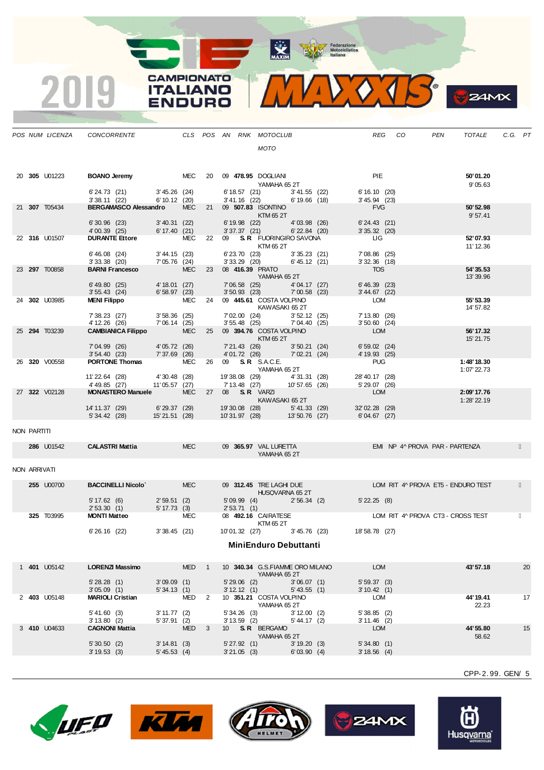| POS | NUM | LICENZA | CONCORRENTE | CLS | POS | AN | RNK | MOTOCLUB / MOTO | REG | CO | PEN | TOTALE | C.G. | PT |
|---|---|---|---|---|---|---|---|---|---|---|---|---|---|---|
| 20 | **305** | U01223 | **BOANO Jeremy** | MEC | 20 | 09 | **478.95** | DOGLIANI / YAMAHA 65 2T | PIE | | | **50' 01.20** / 9' 05.63 | | |
| | | | 6' 24.73 (21) 3' 45.26 (24) 6' 18.57 (21) 3' 41.55 (22) 6' 16.10 (20) / 3' 38.11 (22) 6' 10.12 (20) 3' 41.16 (22) 6' 19.66 (18) 3' 45.94 (23) | | | | | | | | | | | |
| 21 | **307** | T05434 | **BERGAMASCO Alessandro** | MEC | 21 | 09 | **507.83** | ISONTINO / KTM 65 2T | FVG | | | **50' 52.98** / 9' 57.41 | | |
| | | | 6' 30.96 (23) 3' 40.31 (22) 6' 19.98 (22) 4' 03.98 (26) 6' 24.43 (21) / 4' 00.39 (25) 6' 17.40 (21) 3' 37.37 (21) 6' 22.84 (20) 3' 35.32 (20) | | | | | | | | | | | |
| 22 | **316** | U01507 | **DURANTE Ettore** | MEC | 22 | 09 | **S. R** | FUORINGIRO SAVONA / KTM 65 2T | LIG | | | **52' 07.93** / 11' 12.36 | | |
| | | | 6' 46.08 (24) 3' 44.15 (23) 6' 23.70 (23) 3' 35.23 (21) 7' 08.86 (25) / 3' 33.38 (20) 7' 05.76 (24) 3' 33.29 (20) 6' 45.12 (21) 3' 32.36 (18) | | | | | | | | | | | |
| 23 | **297** | T00858 | **BARNI Francesco** | MEC | 23 | 08 | **416.39** | PRATO / YAMAHA 65 2T | TOS | | | **54' 35.53** / 13' 39.96 | | |
| | | | 6' 49.80 (25) 4' 18.01 (27) 7' 06.58 (25) 4' 04.17 (27) 6' 46.39 (23) / 3' 55.43 (24) 6' 58.97 (23) 3' 50.93 (23) 7' 00.58 (23) 3' 44.67 (22) | | | | | | | | | | | |
| 24 | **302** | U03985 | **MENI Filippo** | MEC | 24 | 09 | **445.61** | COSTA VOLPINO / KAWASAKI 65 2T | LOM | | | **55' 53.39** / 14' 57.82 | | |
| | | | 7' 38.23 (27) 3' 58.36 (25) 7' 02.00 (24) 3' 52.12 (25) 7' 13.80 (26) / 4' 12.26 (26) 7' 06.14 (25) 3' 55.48 (25) 7' 04.40 (25) 3' 50.60 (24) | | | | | | | | | | | |
| 25 | **294** | T03239 | **CAMBIANICA Filippo** | MEC | 25 | 09 | **394.76** | COSTA VOLPINO / KTM 65 2T | LOM | | | **56' 17.32** / 15' 21.75 | | |
| | | | 7' 04.99 (26) 4' 05.72 (26) 7' 21.43 (26) 3' 50.21 (24) 6' 59.02 (24) / 3' 54.40 (23) 7' 37.69 (26) 4' 01.72 (26) 7' 02.21 (24) 4' 19.93 (25) | | | | | | | | | | | |
| 26 | **320** | V00558 | **PORTONE Thomas** | MEC | 26 | 09 | **S. R** | S.A.C.E. / YAMAHA 65 2T | PUG | | | **1:48' 18.30** / 1:07' 22.73 | | |
| | | | 11' 22.64 (28) 4' 30.48 (28) 19' 38.08 (29) 4' 31.31 (28) 28' 40.17 (28) / 4' 49.85 (27) 11' 05.57 (27) 7' 13.48 (27) 10' 57.65 (26) 5' 29.07 (26) | | | | | | | | | | | |
| 27 | **322** | V02128 | **MONASTERO Manuele** | MEC | 27 | 08 | **S. R** | VARZI / KAWASAKI 65 2T | LOM | | | **2:09' 17.76** / 1:28' 22.19 | | |
| | | | 14' 11.37 (29) 6' 29.37 (29) 19' 30.08 (28) 5' 41.33 (29) 32' 02.28 (29) / 5' 34.42 (28) 15' 21.51 (28) 10' 31.97 (28) 13' 50.76 (27) 6' 04.67 (27) | | | | | | | | | | | |

NON PARTITI

| NUM | LICENZA | CONCORRENTE | CLS | AN | RNK | MOTOCLUB / MOTO | REG | NOTE |
|---|---|---|---|---|---|---|---|---|
| **286** | U01542 | **CALASTRI Mattia** | MEC | 09 | **365.97** | VAL LURETTA / YAMAHA 65 2T | EMI | NP 4^ PROVA PAR - PARTENZA |

NON ARRIVATI

| NUM | LICENZA | CONCORRENTE | CLS | AN | RNK | MOTOCLUB / MOTO | REG | NOTE |
|---|---|---|---|---|---|---|---|---|
| **255** | U00700 | **BACCINELLI Nicolo`** | MEC | 09 | **312.45** | TRE LAGHI DUE / HUSQVARNA 65 2T | LOM | RIT 4^ PROVA ET5 - ENDURO TEST |
| | | 5' 17.62 (6) 2' 59.51 (2) 5' 09.99 (4) 2' 56.34 (2) 5' 22.25 (8) / 2' 53.70 (1) 5' 17.73 (3) 2' 53.71 (1) | | | | | | |
| **325** | T03995 | **MONTI Matteo** | MEC | 08 | **492.16** | CAIRATESE / KTM 65 2T | LOM | RIT 4^ PROVA CT3 - CROSS TEST |
| | | 6' 26.16 (22) 3' 38.45 (21) 10' 01.32 (27) 3' 45.76 (23) 18' 58.78 (27) | | | | | | |

## MiniEnduro Debuttanti

| POS | NUM | LICENZA | CONCORRENTE | CLS | POS | AN | RNK | MOTOCLUB / MOTO | REG | CO | PEN | TOTALE | C.G. | PT |
|---|---|---|---|---|---|---|---|---|---|---|---|---|---|---|
| 1 | **401** | U05142 | **LORENZI Massimo** | MED | 1 | 10 | **340.34** | G.S.FIAMME ORO MILANO / YAMAHA 65 2T | LOM | | | **43' 57.18** | | 20 |
| | | | 5' 28.28 (1) 3' 09.09 (1) 5' 29.06 (2) 3' 06.07 (1) 5' 59.37 (3) / 3' 05.09 (1) 5' 34.13 (1) 3' 12.12 (1) 5' 43.55 (1) 3' 10.42 (1) | | | | | | | | | | | |
| 2 | **403** | U05148 | **MARIOLI Cristian** | MED | 2 | 10 | **351.21** | COSTA VOLPINO / YAMAHA 65 2T | LOM | | | **44' 19.41** / 22.23 | | 17 |
| | | | 5' 41.60 (3) 3' 11.77 (2) 5' 34.26 (3) 3' 12.00 (2) 5' 38.85 (2) / 3' 13.80 (2) 5' 37.91 (2) 3' 13.59 (2) 5' 44.17 (2) 3' 11.46 (2) | | | | | | | | | | | |
| 3 | **410** | U04633 | **CAGNONI Mattia** | MED | 3 | 10 | **S. R** | BERGAMO / YAMAHA 65 2T | LOM | | | **44' 55.80** / 58.62 | | 15 |
| | | | 5' 30.50 (2) 3' 14.81 (3) 5' 27.92 (1) 3' 19.20 (3) 5' 34.80 (1) / 3' 19.53 (3) 5' 45.53 (4) 3' 21.05 (3) 6' 03.90 (4) 3' 18.56 (4) | | | | | | | | | | | |

CPP-2.99. GEN/ 5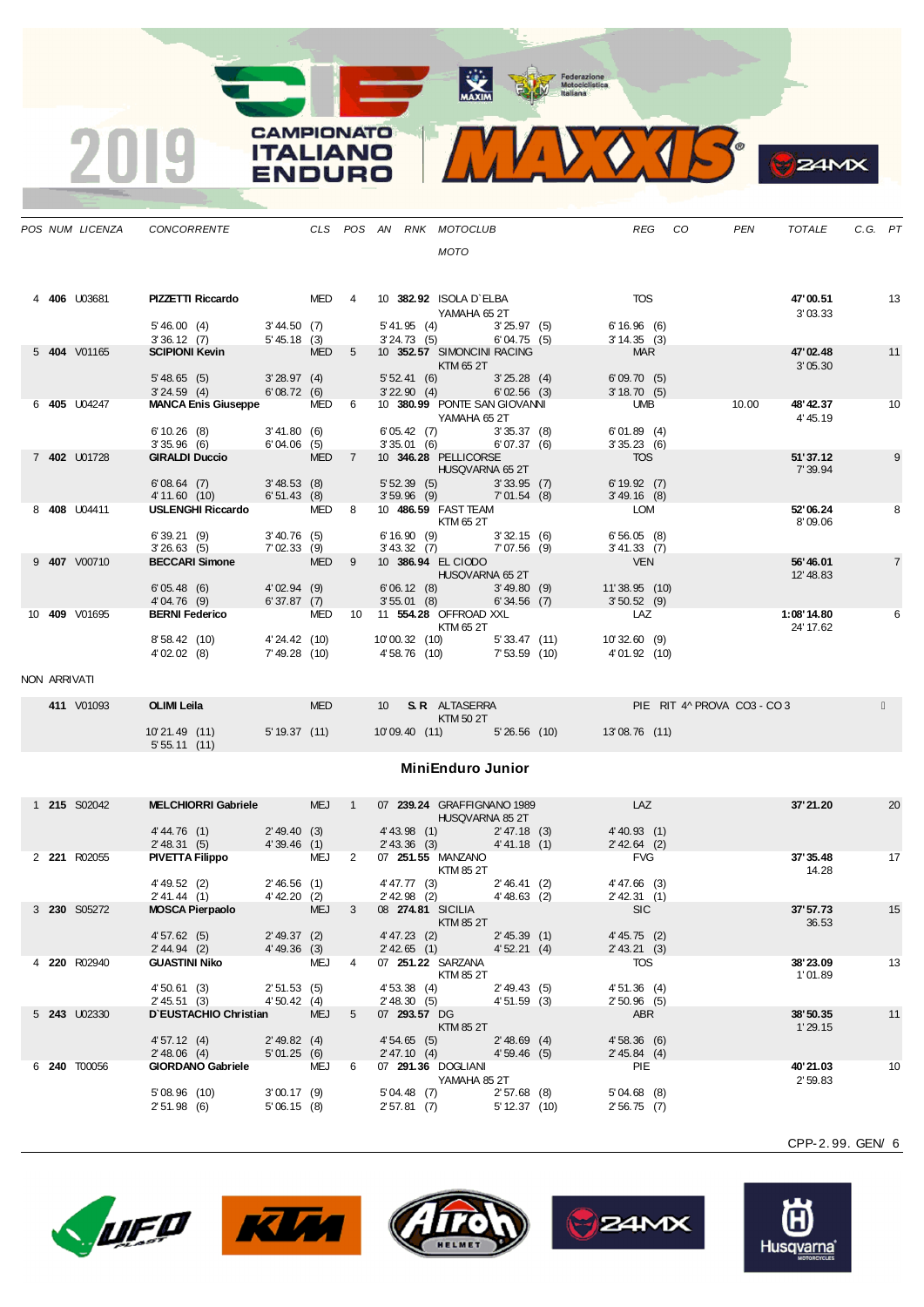| POS | NUM | LICENZA | CONCORRENTE | CLS | POS | AN | RNK | MOTOCLUB / MOTO | REG | CO | PEN | TOTALE | C.G. | PT |
|---|---|---|---|---|---|---|---|---|---|---|---|---|---|---|
| 4 | **406** | U03681 | **PIZZETTI Riccardo** | MED | 4 | 10 | **382.92** | ISOLA D`ELBA / YAMAHA 65 2T | TOS | | | **47'00.51** 3'03.33 | | 13 |
| | | | 5'46.00 (4) 3'36.12 (7) | 3'44.50 (7) 5'45.18 (3) | | | | 5'41.95 (4) 3'24.73 (5) 3'25.97 (5) 6'04.75 (5) | 6'16.96 (6) 3'14.35 (3) | | | | | |
| 5 | **404** | V01165 | **SCIPIONI Kevin** | MED | 5 | 10 | **352.57** | SIMONCINI RACING / KTM 65 2T | MAR | | | **47'02.48** 3'05.30 | | 11 |
| | | | 5'48.65 (5) 3'24.59 (4) | 3'28.97 (4) 6'08.72 (6) | | | | 5'52.41 (6) 3'22.90 (4) 3'25.28 (4) 6'02.56 (3) | 6'09.70 (5) 3'18.70 (5) | | | | | |
| 6 | **405** | U04247 | **MANCA Enis Giuseppe** | MED | 6 | 10 | **380.99** | PONTE SAN GIOVANNI / YAMAHA 65 2T | UMB | | 10.00 | **48'42.37** 4'45.19 | | 10 |
| | | | 6'10.26 (8) 3'35.96 (6) | 3'41.80 (6) 6'04.06 (5) | | | | 6'05.42 (7) 3'35.01 (6) 3'35.37 (8) 6'07.37 (6) | 6'01.89 (4) 3'35.23 (6) | | | | | |
| 7 | **402** | U01728 | **GIRALDI Duccio** | MED | 7 | 10 | **346.28** | PELLICORSE / HUSQVARNA 65 2T | TOS | | | **51'37.12** 7'39.94 | | 9 |
| | | | 6'08.64 (7) 4'11.60 (10) | 3'48.53 (8) 6'51.43 (8) | | | | 5'52.39 (5) 3'59.96 (9) 3'33.95 (7) 7'01.54 (8) | 6'19.92 (7) 3'49.16 (8) | | | | | |
| 8 | **408** | U04411 | **USLENGHI Riccardo** | MED | 8 | 10 | **486.59** | FAST TEAM / KTM 65 2T | LOM | | | **52'06.24** 8'09.06 | | 8 |
| | | | 6'39.21 (9) 3'26.63 (5) | 3'40.76 (5) 7'02.33 (9) | | | | 6'16.90 (9) 3'43.32 (7) 3'32.15 (6) 7'07.56 (9) | 6'56.05 (8) 3'41.33 (7) | | | | | |
| 9 | **407** | V00710 | **BECCARI Simone** | MED | 9 | 10 | **386.94** | EL CIODO / HUSQVARNA 65 2T | VEN | | | **56'46.01** 12'48.83 | | 7 |
| | | | 6'05.48 (6) 4'04.76 (9) | 4'02.94 (9) 6'37.87 (7) | | | | 6'06.12 (8) 3'55.01 (8) 3'49.80 (9) 6'34.56 (7) | 11'38.95 (10) 3'50.52 (9) | | | | | |
| 10 | **409** | V01695 | **BERNI Federico** | MED | 10 | 11 | **554.28** | OFFROAD XXL / KTM 65 2T | LAZ | | | **1:08'14.80** 24'17.62 | | 6 |
| | | | 8'58.42 (10) 4'02.02 (8) | 4'24.42 (10) 7'49.28 (10) | | | | 10'00.32 (10) 4'58.76 (10) 5'33.47 (11) 7'53.59 (10) | 10'32.60 (9) 4'01.92 (10) | | | | | |

NON ARRIVATI

| POS | NUM | LICENZA | CONCORRENTE | CLS | POS | AN | RNK | MOTOCLUB / MOTO | REG | CO | PEN | TOTALE | C.G. | PT |
|---|---|---|---|---|---|---|---|---|---|---|---|---|---|---|
| | **411** | V01093 | **OLIMI Leila** | MED | | 10 | **S.R** | ALTASERRA / KTM 50 2T | PIE | RIT 4^ PROVA CO3 - CO 3 | | | | |
| | | | 10'21.49 (11) 5'55.11 (11) | 5'19.37 (11) | | | | 10'09.40 (11) 5'26.56 (10) | 13'08.76 (11) | | | | | |

## MiniEnduro Junior

| POS | NUM | LICENZA | CONCORRENTE | CLS | POS | AN | RNK | MOTOCLUB / MOTO | REG | CO | PEN | TOTALE | C.G. | PT |
|---|---|---|---|---|---|---|---|---|---|---|---|---|---|---|
| 1 | **215** | S02042 | **MELCHIORRI Gabriele** | MEJ | 1 | 07 | **239.24** | GRAFFIGNANO 1989 / HUSQVARNA 85 2T | LAZ | | | **37'21.20** | | 20 |
| | | | 4'44.76 (1) 2'48.31 (5) | 2'49.40 (3) 4'39.46 (1) | | | | 4'43.98 (1) 2'43.36 (3) 2'47.18 (3) 4'41.18 (1) | 4'40.93 (1) 2'42.64 (2) | | | | | |
| 2 | **221** | R02055 | **PIVETTA Filippo** | MEJ | 2 | 07 | **251.55** | MANZANO / KTM 85 2T | FVG | | | **37'35.48** 14.28 | | 17 |
| | | | 4'49.52 (2) 2'41.44 (1) | 2'46.56 (1) 4'42.20 (2) | | | | 4'47.77 (3) 2'42.98 (2) 2'46.41 (2) 4'48.63 (2) | 4'47.66 (3) 2'42.31 (1) | | | | | |
| 3 | **230** | S05272 | **MOSCA Pierpaolo** | MEJ | 3 | 08 | **274.81** | SICILIA / KTM 85 2T | SIC | | | **37'57.73** 36.53 | | 15 |
| | | | 4'57.62 (5) 2'44.94 (2) | 2'49.37 (2) 4'49.36 (3) | | | | 4'47.23 (2) 2'42.65 (1) 2'45.39 (1) 4'52.21 (4) | 4'45.75 (2) 2'43.21 (3) | | | | | |
| 4 | **220** | R02940 | **GUASTINI Niko** | MEJ | 4 | 07 | **251.22** | SARZANA / KTM 85 2T | TOS | | | **38'23.09** 1'01.89 | | 13 |
| | | | 4'50.61 (3) 2'45.51 (3) | 2'51.53 (5) 4'50.42 (4) | | | | 4'53.38 (4) 2'48.30 (5) 2'49.43 (5) 4'51.59 (3) | 4'51.36 (4) 2'50.96 (5) | | | | | |
| 5 | **243** | U02330 | **D'EUSTACHIO Christian** | MEJ | 5 | 07 | **293.57** | DG / KTM 85 2T | ABR | | | **38'50.35** 1'29.15 | | 11 |
| | | | 4'57.12 (4) 2'48.06 (4) | 2'49.82 (4) 5'01.25 (6) | | | | 4'54.65 (5) 2'47.10 (4) 2'48.69 (4) 4'59.46 (5) | 4'58.36 (6) 2'45.84 (4) | | | | | |
| 6 | **240** | T00056 | **GIORDANO Gabriele** | MEJ | 6 | 07 | **291.36** | DOGLIANI / YAMAHA 85 2T | PIE | | | **40'21.03** 2'59.83 | | 10 |
| | | | 5'08.96 (10) 2'51.98 (6) | 3'00.17 (9) 5'06.15 (8) | | | | 5'04.48 (7) 2'57.81 (7) 2'57.68 (8) 5'12.37 (10) | 5'04.68 (8) 2'56.75 (7) | | | | | |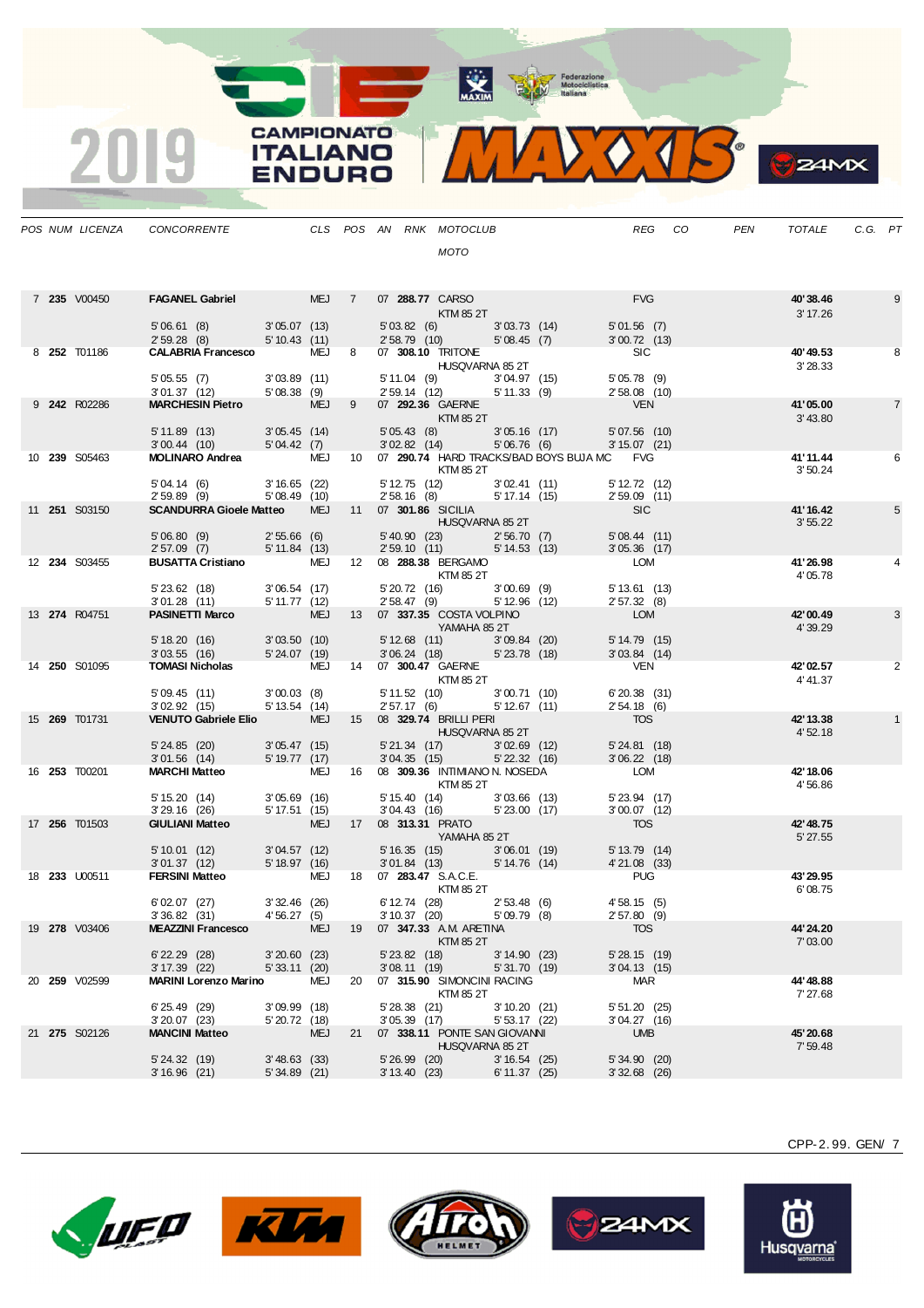# 2019 CAMPIONATO ITALIANO ENDURO

| POS | NUM | LICENZA | CONCORRENTE | CLS | POS | AN | RNK | MOTOCLUB / MOTO | REG | CO | PEN | TOTALE | C.G. | PT |
|---|---|---|---|---|---|---|---|---|---|---|---|---|---|---|
| 7 | **235** | V00450 | **FAGANEL Gabriel** | MEJ | 7 | 07 | **288.77** | CARSO / KTM 85 2T | FVG | | | **40'38.46** / 3'17.26 | | 9 |
| | | | 5'06.61 (8) · 3'05.07 (13) · 5'03.82 (6) · 3'03.73 (14) · 5'01.56 (7) · 2'59.28 (8) · 5'10.43 (11) · 2'58.79 (10) · 5'08.45 (7) · 3'00.72 (13) | | | | | | | | | | | |
| 8 | **252** | T01186 | **CALABRIA Francesco** | MEJ | 8 | 07 | **308.10** | TRITONE / HUSQVARNA 85 2T | SIC | | | **40'49.53** / 3'28.33 | | 8 |
| | | | 5'05.55 (7) · 3'03.89 (11) · 5'11.04 (9) · 3'04.97 (15) · 5'05.78 (9) · 3'01.37 (12) · 5'08.38 (9) · 2'59.14 (12) · 5'11.33 (9) · 2'58.08 (10) | | | | | | | | | | | |
| 9 | **242** | R02286 | **MARCHESIN Pietro** | MEJ | 9 | 07 | **292.36** | GAERNE / KTM 85 2T | VEN | | | **41'05.00** / 3'43.80 | | 7 |
| | | | 5'11.89 (13) · 3'05.45 (14) · 5'05.43 (8) · 3'05.16 (17) · 5'07.56 (10) · 3'00.44 (10) · 5'04.42 (7) · 3'02.82 (14) · 5'06.76 (6) · 3'15.07 (21) | | | | | | | | | | | |
| 10 | **239** | S05463 | **MOLINARO Andrea** | MEJ | 10 | 07 | **290.74** | HARD TRACKS/BAD BOYS BUJA MC / KTM 85 2T | FVG | | | **41'11.44** / 3'50.24 | | 6 |
| | | | 5'04.14 (6) · 3'16.65 (22) · 5'12.75 (12) · 3'02.41 (11) · 5'12.72 (12) · 2'59.89 (9) · 5'08.49 (10) · 2'58.16 (8) · 5'17.14 (15) · 2'59.09 (11) | | | | | | | | | | | |
| 11 | **251** | S03150 | **SCANDURRA Gioele Matteo** | MEJ | 11 | 07 | **301.86** | SICILIA / HUSQVARNA 85 2T | SIC | | | **41'16.42** / 3'55.22 | | 5 |
| | | | 5'06.80 (9) · 2'55.66 (6) · 5'40.90 (23) · 2'56.70 (7) · 5'08.44 (11) · 2'57.09 (7) · 5'11.84 (13) · 2'59.10 (11) · 5'14.53 (13) · 3'05.36 (17) | | | | | | | | | | | |
| 12 | **234** | S03455 | **BUSATTA Cristiano** | MEJ | 12 | 08 | **288.38** | BERGAMO / KTM 85 2T | LOM | | | **41'26.98** / 4'05.78 | | 4 |
| | | | 5'23.62 (18) · 3'06.54 (17) · 5'20.72 (16) · 3'00.69 (9) · 5'13.61 (13) · 3'01.28 (11) · 5'11.77 (12) · 2'58.47 (9) · 5'12.96 (12) · 2'57.32 (8) | | | | | | | | | | | |
| 13 | **274** | R04751 | **PASINETTI Marco** | MEJ | 13 | 07 | **337.35** | COSTA VOLPINO / YAMAHA 85 2T | LOM | | | **42'00.49** / 4'39.29 | | 3 |
| | | | 5'18.20 (16) · 3'03.50 (10) · 5'12.68 (11) · 3'09.84 (20) · 5'14.79 (15) · 3'03.55 (16) · 5'24.07 (19) · 3'06.24 (18) · 5'23.78 (18) · 3'03.84 (14) | | | | | | | | | | | |
| 14 | **250** | S01095 | **TOMASI Nicholas** | MEJ | 14 | 07 | **300.47** | GAERNE / KTM 85 2T | VEN | | | **42'02.57** / 4'41.37 | | 2 |
| | | | 5'09.45 (11) · 3'00.03 (8) · 5'11.52 (10) · 3'00.71 (10) · 6'20.38 (31) · 3'02.92 (15) · 5'13.54 (14) · 2'57.17 (6) · 5'12.67 (11) · 2'54.18 (6) | | | | | | | | | | | |
| 15 | **269** | T01731 | **VENUTO Gabriele Elio** | MEJ | 15 | 08 | **329.74** | BRILLI PERI / HUSQVARNA 85 2T | TOS | | | **42'13.38** / 4'52.18 | | 1 |
| | | | 5'24.85 (20) · 3'05.47 (15) · 5'21.34 (17) · 3'02.69 (12) · 5'24.81 (18) · 3'01.56 (14) · 5'19.77 (17) · 3'04.35 (15) · 5'22.32 (16) · 3'06.22 (18) | | | | | | | | | | | |
| 16 | **253** | T00201 | **MARCHI Matteo** | MEJ | 16 | 08 | **309.36** | INTIMIANO N. NOSEDA / KTM 85 2T | LOM | | | **42'18.06** / 4'56.86 | | |
| | | | 5'15.20 (14) · 3'05.69 (16) · 5'15.40 (14) · 3'03.66 (13) · 5'23.94 (17) · 3'29.16 (26) · 5'17.51 (15) · 3'04.43 (16) · 5'23.00 (17) · 3'00.07 (12) | | | | | | | | | | | |
| 17 | **256** | T01503 | **GIULIANI Matteo** | MEJ | 17 | 08 | **313.31** | PRATO / YAMAHA 85 2T | TOS | | | **42'48.75** / 5'27.55 | | |
| | | | 5'10.01 (12) · 3'04.57 (12) · 5'16.35 (15) · 3'06.01 (19) · 5'13.79 (14) · 3'01.37 (12) · 5'18.97 (16) · 3'01.84 (13) · 5'14.76 (14) · 4'21.08 (33) | | | | | | | | | | | |
| 18 | **233** | U00511 | **FERSINI Matteo** | MEJ | 18 | 07 | **283.47** | S.A.C.E. / KTM 85 2T | PUG | | | **43'29.95** / 6'08.75 | | |
| | | | 6'02.07 (27) · 3'32.46 (26) · 6'12.74 (28) · 2'53.48 (6) · 4'58.15 (5) · 3'36.82 (31) · 4'56.27 (5) · 3'10.37 (20) · 5'09.79 (8) · 2'57.80 (9) | | | | | | | | | | | |
| 19 | **278** | V03406 | **MEAZZINI Francesco** | MEJ | 19 | 07 | **347.33** | A.M. ARETINA / KTM 85 2T | TOS | | | **44'24.20** / 7'03.00 | | |
| | | | 6'22.29 (28) · 3'20.60 (23) · 5'23.82 (18) · 3'14.90 (23) · 5'28.15 (19) · 3'17.39 (22) · 5'33.11 (20) · 3'08.11 (19) · 5'31.70 (19) · 3'04.13 (15) | | | | | | | | | | | |
| 20 | **259** | V02599 | **MARINI Lorenzo Marino** | MEJ | 20 | 07 | **315.90** | SIMONCINI RACING / KTM 85 2T | MAR | | | **44'48.88** / 7'27.68 | | |
| | | | 6'25.49 (29) · 3'09.99 (18) · 5'28.38 (21) · 3'10.20 (21) · 5'51.20 (25) · 3'20.07 (23) · 5'20.72 (18) · 3'05.39 (17) · 5'53.17 (22) · 3'04.27 (16) | | | | | | | | | | | |
| 21 | **275** | S02126 | **MANCINI Matteo** | MEJ | 21 | 07 | **338.11** | PONTE SAN GIOVANNI / HUSQVARNA 85 2T | UMB | | | **45'20.68** / 7'59.48 | | |
| | | | 5'24.32 (19) · 3'48.63 (33) · 5'26.99 (20) · 3'16.54 (25) · 5'34.90 (20) · 3'16.96 (21) · 5'34.89 (21) · 3'13.40 (23) · 6'11.37 (25) · 3'32.68 (26) | | | | | | | | | | | |

CPP-2.99. GEN/ 7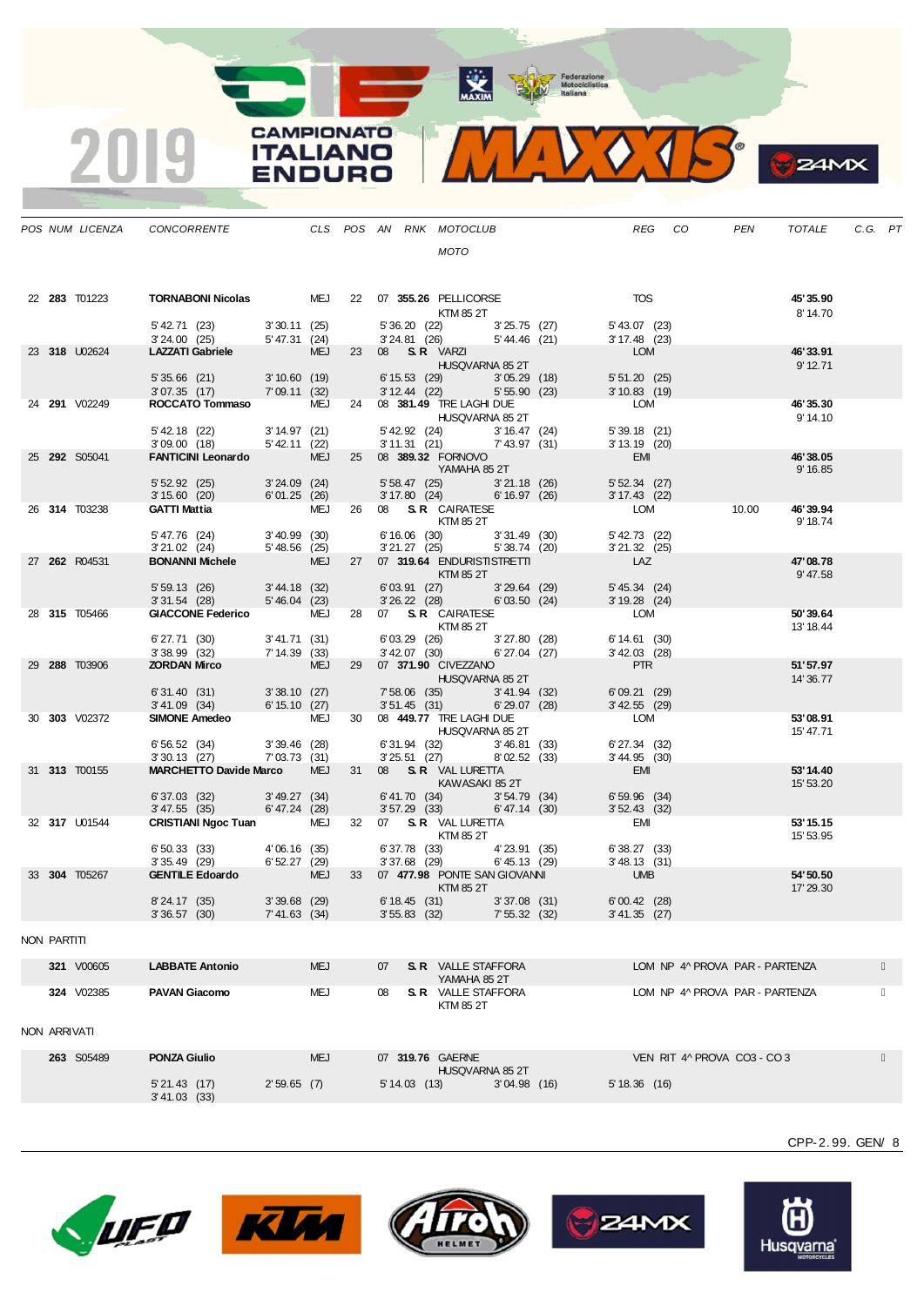# 2019 CAMPIONATO ITALIANO ENDURO MAXXIS

| POS | NUM | LICENZA | CONCORRENTE | CLS | POS | AN | RNK | MOTOCLUB / MOTO | REG | CO | PEN | TOTALE | C.G. | PT |
|---|---|---|---|---|---|---|---|---|---|---|---|---|---|---|
| 22 | **283** | T01223 | **TORNABONI Nicolas** | MEJ | 22 | 07 | **355.26** | PELLICORSE / KTM 85 2T | TOS | | | **45'35.90** / 8'14.70 | | |
| | | | 5'42.71 (23) · 3'30.11 (25) · 5'36.20 (22) · 3'25.75 (27) · 5'43.07 (23) · 3'24.00 (25) · 5'47.31 (24) · 3'24.81 (26) · 5'44.46 (21) · 3'17.48 (23) | | | | | | | | | | | |
| 23 | **318** | U02624 | **LAZZATI Gabriele** | MEJ | 23 | 08 | **S.R** | VARZI / HUSQVARNA 85 2T | LOM | | | **46'33.91** / 9'12.71 | | |
| | | | 5'35.66 (21) · 3'10.60 (19) · 6'15.53 (29) · 3'05.29 (18) · 5'51.20 (25) · 3'07.35 (17) · 7'09.11 (32) · 3'12.44 (22) · 5'55.90 (23) · 3'10.83 (19) | | | | | | | | | | | |
| 24 | **291** | V02249 | **ROCCATO Tommaso** | MEJ | 24 | 08 | **381.49** | TRE LAGHI DUE / HUSQVARNA 85 2T | LOM | | | **46'35.30** / 9'14.10 | | |
| | | | 5'42.18 (22) · 3'14.97 (21) · 5'42.92 (24) · 3'16.47 (24) · 5'39.18 (21) · 3'09.00 (18) · 5'42.11 (22) · 3'11.31 (21) · 7'43.97 (31) · 3'13.19 (20) | | | | | | | | | | | |
| 25 | **292** | S05041 | **FANTICINI Leonardo** | MEJ | 25 | 08 | **389.32** | FORNOVO / YAMAHA 85 2T | EMI | | | **46'38.05** / 9'16.85 | | |
| | | | 5'52.92 (25) · 3'24.09 (24) · 5'58.47 (25) · 3'21.18 (26) · 5'52.34 (27) · 3'15.60 (20) · 6'01.25 (26) · 3'17.80 (24) · 6'16.97 (26) · 3'17.43 (22) | | | | | | | | | | | |
| 26 | **314** | T03238 | **GATTI Mattia** | MEJ | 26 | 08 | **S.R** | CAIRATESE / KTM 85 2T | LOM | | 10.00 | **46'39.94** / 9'18.74 | | |
| | | | 5'47.76 (24) · 3'40.99 (30) · 6'16.06 (30) · 3'31.49 (30) · 5'42.73 (22) · 3'21.02 (24) · 5'48.56 (25) · 3'21.27 (25) · 5'38.74 (20) · 3'21.32 (25) | | | | | | | | | | | |
| 27 | **262** | R04531 | **BONANNI Michele** | MEJ | 27 | 07 | **319.64** | ENDURISTISTRETTI / KTM 85 2T | LAZ | | | **47'08.78** / 9'47.58 | | |
| | | | 5'59.13 (26) · 3'44.18 (32) · 6'03.91 (27) · 3'29.64 (29) · 5'45.34 (24) · 3'31.54 (28) · 5'46.04 (23) · 3'26.22 (28) · 6'03.50 (24) · 3'19.28 (24) | | | | | | | | | | | |
| 28 | **315** | T05466 | **GIACCONE Federico** | MEJ | 28 | 07 | **S.R** | CAIRATESE / KTM 85 2T | LOM | | | **50'39.64** / 13'18.44 | | |
| | | | 6'27.71 (30) · 3'41.71 (31) · 6'03.29 (26) · 3'27.80 (28) · 6'14.61 (30) · 3'38.99 (32) · 7'14.39 (33) · 3'42.07 (30) · 6'27.04 (27) · 3'42.03 (28) | | | | | | | | | | | |
| 29 | **288** | T03906 | **ZORDAN Mirco** | MEJ | 29 | 07 | **371.90** | CIVEZZANO / HUSQVARNA 85 2T | PTR | | | **51'57.97** / 14'36.77 | | |
| | | | 6'31.40 (31) · 3'38.10 (27) · 7'58.06 (35) · 3'41.94 (32) · 6'09.21 (29) · 3'41.09 (34) · 6'15.10 (27) · 3'51.45 (31) · 6'29.07 (28) · 3'42.55 (29) | | | | | | | | | | | |
| 30 | **303** | V02372 | **SIMONE Amedeo** | MEJ | 30 | 08 | **449.77** | TRE LAGHI DUE / HUSQVARNA 85 2T | LOM | | | **53'08.91** / 15'47.71 | | |
| | | | 6'56.52 (34) · 3'39.46 (28) · 6'31.94 (32) · 3'46.81 (33) · 6'27.34 (32) · 3'30.13 (27) · 7'03.73 (31) · 3'25.51 (27) · 8'02.52 (33) · 3'44.95 (30) | | | | | | | | | | | |
| 31 | **313** | T00155 | **MARCHETTO Davide Marco** | MEJ | 31 | 08 | **S.R** | VAL LURETTA / KAWASAKI 85 2T | EMI | | | **53'14.40** / 15'53.20 | | |
| | | | 6'37.03 (32) · 3'49.27 (34) · 6'41.70 (34) · 3'54.79 (34) · 6'59.96 (34) · 3'47.55 (35) · 6'47.24 (28) · 3'57.29 (33) · 6'47.14 (30) · 3'52.43 (32) | | | | | | | | | | | |
| 32 | **317** | U01544 | **CRISTIANI Ngoc Tuan** | MEJ | 32 | 07 | **S.R** | VAL LURETTA / KTM 85 2T | EMI | | | **53'15.15** / 15'53.95 | | |
| | | | 6'50.33 (33) · 4'06.16 (35) · 6'37.78 (33) · 4'23.91 (35) · 6'38.27 (33) · 3'35.49 (29) · 6'52.27 (29) · 3'37.68 (29) · 6'45.13 (29) · 3'48.13 (31) | | | | | | | | | | | |
| 33 | **304** | T05267 | **GENTILE Edoardo** | MEJ | 33 | 07 | **477.98** | PONTE SAN GIOVANNI / KTM 85 2T | UMB | | | **54'50.50** / 17'29.30 | | |
| | | | 8'24.17 (35) · 3'39.68 (29) · 6'18.45 (31) · 3'37.08 (31) · 6'00.42 (28) · 3'36.57 (30) · 7'41.63 (34) · 3'55.83 (32) · 7'55.32 (32) · 3'41.35 (27) | | | | | | | | | | | |

NON PARTITI

| NUM | LICENZA | CONCORRENTE | CLS | AN | RNK | MOTOCLUB / MOTO | REG | NOTE |
|---|---|---|---|---|---|---|---|---|
| **321** | V00605 | **LABBATE Antonio** | MEJ | 07 | **S.R** | VALLE STAFFORA / YAMAHA 85 2T | LOM | NP 4^ PROVA PAR - PARTENZA |
| **324** | V02385 | **PAVAN Giacomo** | MEJ | 08 | **S.R** | VALLE STAFFORA / KTM 85 2T | LOM | NP 4^ PROVA PAR - PARTENZA |

NON ARRIVATI

| NUM | LICENZA | CONCORRENTE | CLS | AN | RNK | MOTOCLUB / MOTO | REG | NOTE |
|---|---|---|---|---|---|---|---|---|
| **263** | S05489 | **PONZA Giulio** | MEJ | 07 | **319.76** | GAERNE / HUSQVARNA 85 2T | VEN | RIT 4^ PROVA CO3 - CO 3 |
| | | 5'21.43 (17) · 2'59.65 (7) · 5'14.03 (13) · 3'04.98 (16) · 5'18.36 (16) · 3'41.03 (33) | | | | | | |

CPP-2.99. GEN/ 8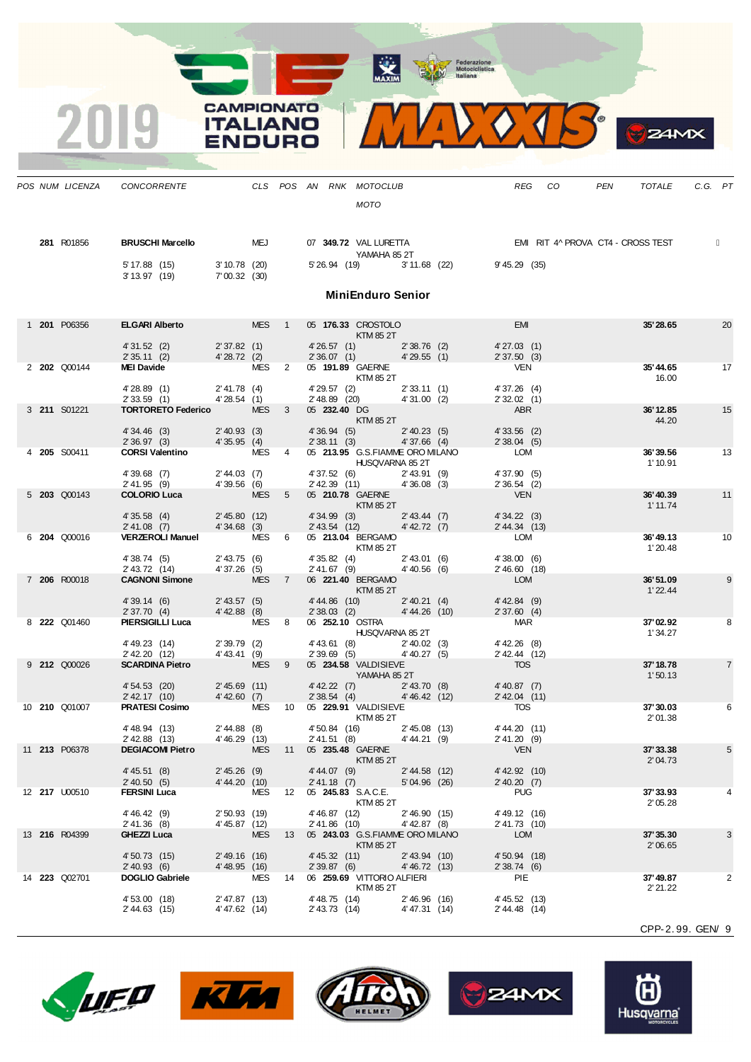# 2019 CAMPIONATO ITALIANO ENDURO

| POS | NUM | LICENZA | CONCORRENTE | CLS | POS | AN | RNK | MOTOCLUB / MOTO | REG | CO | PEN | TOTALE | C.G. | PT |
|---|---|---|---|---|---|---|---|---|---|---|---|---|---|---|
| | 281 | R01856 | BRUSCHI Marcello | MEJ | | 07 | 349.72 | VAL LURETTA / YAMAHA 85 2T | EMI | RIT 4^ PROVA CT4 - CROSS TEST | | | | |

| | | | | |
|---|---|---|---|---|
| 5'17.88 (15) | 3'10.78 (20) | 5'26.94 (19) | 3'11.68 (22) | 9'45.29 (35) |
| 3'13.97 (19) | 7'00.32 (30) | | | |

## MiniEnduro Senior

| POS | NUM | LICENZA | CONCORRENTE | CLS | POS | AN | RNK | MOTOCLUB / MOTO | REG | TOTALE | C.G. | PT |
|---|---|---|---|---|---|---|---|---|---|---|---|---|
| 1 | 201 | P06356 | ELGARI Alberto | MES | 1 | 05 | 176.33 | CROSTOLO / KTM 85 2T | EMI | 35'28.65 | | 20 |
| | | | 4'31.52 (2) · 2'37.82 (1) · 4'26.57 (1) · 2'38.76 (2) · 4'27.03 (1) · 2'35.11 (2) · 4'28.72 (2) · 2'36.07 (1) · 4'29.55 (1) · 2'37.50 (3) | | | | | | | | | |
| 2 | 202 | Q00144 | MEI Davide | MES | 2 | 05 | 191.89 | GAERNE / KTM 85 2T | VEN | 35'44.65 | 16.00 | 17 |
| | | | 4'28.89 (1) · 2'41.78 (4) · 4'29.57 (2) · 2'33.11 (1) · 4'37.26 (4) · 2'33.59 (1) · 4'28.54 (1) · 2'48.89 (20) · 4'31.00 (2) · 2'32.02 (1) | | | | | | | | | |
| 3 | 211 | S01221 | TORTORETO Federico | MES | 3 | 05 | 232.40 | DG / KTM 85 2T | ABR | 36'12.85 | 44.20 | 15 |
| | | | 4'34.46 (3) · 2'40.93 (3) · 4'36.94 (5) · 2'40.23 (5) · 4'33.56 (2) · 2'33.59 (1) · 4'35.95 (4) · 2'38.11 (3) · 4'37.66 (4) · 2'38.04 (5) | | | | | | | | | |
| 4 | 205 | S00411 | CORSI Valentino | MES | 4 | 05 | 213.95 | G.S.FIAMME ORO MILANO / HUSQVARNA 85 2T | LOM | 36'39.56 | 1'10.91 | 13 |
| | | | 4'39.68 (7) · 2'44.03 (7) · 4'37.52 (6) · 2'43.91 (9) · 4'37.90 (5) · 2'41.95 (9) · 4'39.56 (6) · 2'42.39 (11) · 4'36.08 (3) · 2'36.54 (2) | | | | | | | | | |
| 5 | 203 | Q00143 | COLORIO Luca | MES | 5 | 05 | 210.78 | GAERNE / KTM 85 2T | VEN | 36'40.39 | 1'11.74 | 11 |
| | | | 4'35.58 (4) · 2'45.80 (12) · 4'34.99 (3) · 2'43.44 (7) · 4'34.22 (3) · 2'41.08 (7) · 4'34.68 (3) · 2'43.54 (12) · 4'42.72 (7) · 2'44.34 (13) | | | | | | | | | |
| 6 | 204 | Q00016 | VERZEROLI Manuel | MES | 6 | 05 | 213.04 | BERGAMO / KTM 85 2T | LOM | 36'49.13 | 1'20.48 | 10 |
| | | | 4'38.74 (5) · 2'43.75 (6) · 4'35.82 (4) · 2'43.01 (6) · 4'38.00 (6) · 2'43.72 (14) · 4'37.26 (5) · 2'41.67 (9) · 4'40.56 (6) · 2'46.60 (18) | | | | | | | | | |
| 7 | 206 | R00018 | CAGNONI Simone | MES | 7 | 06 | 221.40 | BERGAMO / KTM 85 2T | LOM | 36'51.09 | 1'22.44 | 9 |
| | | | 4'39.14 (6) · 2'43.57 (5) · 4'44.86 (10) · 2'40.21 (4) · 4'42.84 (9) · 2'37.70 (4) · 4'42.88 (8) · 2'38.03 (2) · 4'44.26 (10) · 2'37.60 (4) | | | | | | | | | |
| 8 | 222 | Q01460 | PIERSIGILLI Luca | MES | 8 | 06 | 252.10 | OSTRA / HUSQVARNA 85 2T | MAR | 37'02.92 | 1'34.27 | 8 |
| | | | 4'49.23 (14) · 2'39.79 (2) · 4'43.61 (8) · 2'40.02 (3) · 4'42.26 (8) · 2'42.20 (12) · 4'43.41 (9) · 2'39.69 (5) · 4'40.27 (5) · 2'42.44 (12) | | | | | | | | | |
| 9 | 212 | Q00026 | SCARDINA Pietro | MES | 9 | 05 | 234.58 | VALDISIEVE / YAMAHA 85 2T | TOS | 37'18.78 | 1'50.13 | 7 |
| | | | 4'54.53 (20) · 2'45.69 (11) · 4'42.22 (7) · 2'43.70 (8) · 4'40.87 (7) · 2'42.17 (10) · 4'42.60 (7) · 2'38.54 (4) · 4'46.42 (12) · 2'42.04 (11) | | | | | | | | | |
| 10 | 210 | Q01007 | PRATESI Cosimo | MES | 10 | 05 | 229.91 | VALDISIEVE / KTM 85 2T | TOS | 37'30.03 | 2'01.38 | 6 |
| | | | 4'48.94 (13) · 2'44.88 (8) · 4'50.84 (16) · 2'45.08 (13) · 4'44.20 (11) · 2'42.88 (13) · 4'46.29 (13) · 2'41.51 (8) · 4'44.21 (9) · 2'41.20 (9) | | | | | | | | | |
| 11 | 213 | P06378 | DEGIACOMI Pietro | MES | 11 | 05 | 235.48 | GAERNE / KTM 85 2T | VEN | 37'33.38 | 2'04.73 | 5 |
| | | | 4'45.51 (8) · 2'45.26 (9) · 4'44.07 (9) · 2'44.58 (12) · 4'42.92 (10) · 2'40.50 (5) · 4'44.20 (10) · 2'41.18 (7) · 5'04.96 (26) · 2'40.20 (7) | | | | | | | | | |
| 12 | 217 | U00510 | FERSINI Luca | MES | 12 | 05 | 245.83 | S.A.C.E. / KTM 85 2T | PUG | 37'33.93 | 2'05.28 | 4 |
| | | | 4'46.42 (9) · 2'50.93 (19) · 4'46.87 (12) · 2'46.90 (15) · 4'49.12 (16) · 2'41.36 (8) · 4'45.87 (12) · 2'41.86 (10) · 4'42.87 (8) · 2'41.73 (10) | | | | | | | | | |
| 13 | 216 | R04399 | GHEZZI Luca | MES | 13 | 05 | 243.03 | G.S.FIAMME ORO MILANO / KTM 85 2T | LOM | 37'35.30 | 2'06.65 | 3 |
| | | | 4'50.73 (15) · 2'49.16 (16) · 4'45.32 (11) · 2'43.94 (10) · 4'50.94 (18) · 2'40.93 (6) · 4'48.95 (16) · 2'39.87 (6) · 4'46.72 (13) · 2'38.74 (6) | | | | | | | | | |
| 14 | 223 | Q02701 | DOGLIO Gabriele | MES | 14 | 06 | 259.69 | VITTORIO ALFIERI / KTM 85 2T | PIE | 37'49.87 | 2'21.22 | 2 |
| | | | 4'53.00 (18) · 2'47.87 (13) · 4'48.75 (14) · 2'46.96 (16) · 4'45.52 (13) · 2'44.63 (15) · 4'47.62 (14) · 2'43.73 (14) · 4'47.31 (14) · 2'44.48 (14) | | | | | | | | | |

CPP-2.99. GEN/ 9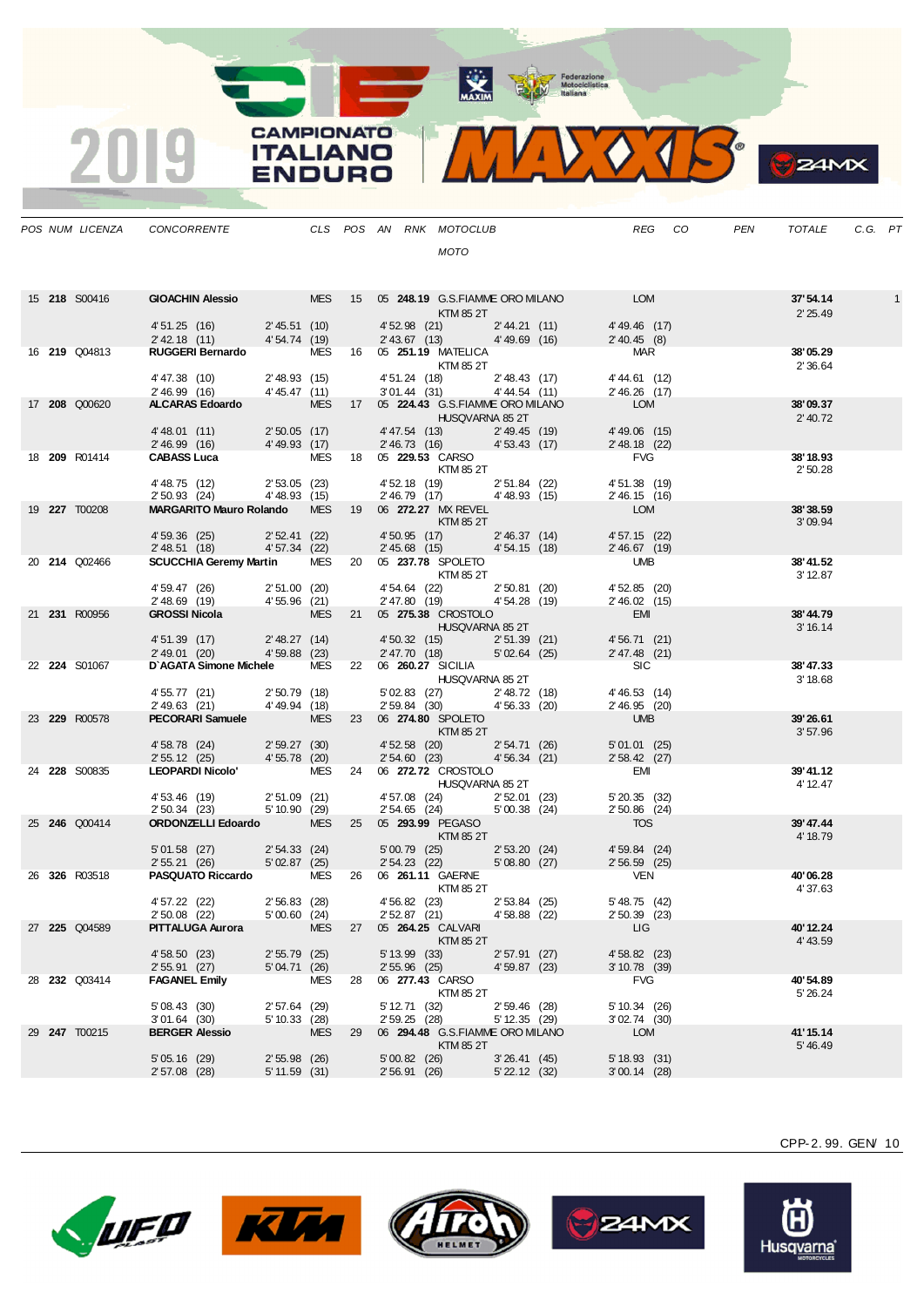# 2019 CAMPIONATO ITALIANO ENDURO - MAXXIS

| POS | NUM | LICENZA | CONCORRENTE | CLS | POS | AN | RNK | MOTOCLUB / MOTO | REG | CO | PEN | TOTALE | C.G. | PT |
|---|---|---|---|---|---|---|---|---|---|---|---|---|---|---|
| 15 | **218** | S00416 | **GIOACHIN Alessio** | MES | 15 | 05 | **248.19** | G.S.FIAMME ORO MILANO / KTM 85 2T | LOM | | | **37'54.14** / 2'25.49 | | 1 |
| | | | 4'51.25 (16) / 2'42.18 (11) | 2'45.51 (10) / 4'54.74 (19) | | | | 4'52.98 (21) / 2'43.67 (13) · 2'44.21 (11) / 4'49.69 (16) | 4'49.46 (17) / 2'40.45 (8) | | | | | |
| 16 | **219** | Q04813 | **RUGGERI Bernardo** | MES | 16 | 05 | **251.19** | MATELICA / KTM 85 2T | MAR | | | **38'05.29** / 2'36.64 | | |
| | | | 4'47.38 (10) / 2'46.99 (16) | 2'48.93 (15) / 4'45.47 (11) | | | | 4'51.24 (18) / 3'01.44 (31) · 2'48.43 (17) / 4'44.54 (11) | 4'44.61 (12) / 2'46.26 (17) | | | | | |
| 17 | **208** | Q00620 | **ALCARAS Edoardo** | MES | 17 | 05 | **224.43** | G.S.FIAMME ORO MILANO / HUSQVARNA 85 2T | LOM | | | **38'09.37** / 2'40.72 | | |
| | | | 4'48.01 (11) / 2'46.99 (16) | 2'50.05 (17) / 4'49.93 (17) | | | | 4'47.54 (13) / 2'46.73 (16) · 2'49.45 (19) / 4'53.43 (17) | 4'49.06 (15) / 2'48.18 (22) | | | | | |
| 18 | **209** | R01414 | **CABASS Luca** | MES | 18 | 05 | **229.53** | CARSO / KTM 85 2T | FVG | | | **38'18.93** / 2'50.28 | | |
| | | | 4'48.75 (12) / 2'50.93 (24) | 2'53.05 (23) / 4'48.93 (15) | | | | 4'52.18 (19) / 2'46.79 (17) · 2'51.84 (22) / 4'48.93 (15) | 4'51.38 (19) / 2'46.15 (16) | | | | | |
| 19 | **227** | T00208 | **MARGARITO Mauro Rolando** | MES | 19 | 06 | **272.27** | MX REVEL / KTM 85 2T | LOM | | | **38'38.59** / 3'09.94 | | |
| | | | 4'59.36 (25) / 2'48.51 (18) | 2'52.41 (22) / 4'57.34 (22) | | | | 4'50.95 (17) / 2'45.68 (15) · 2'46.37 (14) / 4'54.15 (18) | 4'57.15 (22) / 2'46.67 (19) | | | | | |
| 20 | **214** | Q02466 | **SCUCCHIA Geremy Martin** | MES | 20 | 05 | **237.78** | SPOLETO / KTM 85 2T | UMB | | | **38'41.52** / 3'12.87 | | |
| | | | 4'59.47 (26) / 2'48.69 (19) | 2'51.00 (20) / 4'55.96 (21) | | | | 4'54.64 (22) / 2'47.80 (19) · 2'50.81 (20) / 4'54.28 (19) | 4'52.85 (20) / 2'46.02 (15) | | | | | |
| 21 | **231** | R00956 | **GROSSI Nicola** | MES | 21 | 05 | **275.38** | CROSTOLO / HUSQVARNA 85 2T | EMI | | | **38'44.79** / 3'16.14 | | |
| | | | 4'51.39 (17) / 2'49.01 (20) | 2'48.27 (14) / 4'59.88 (23) | | | | 4'50.32 (15) / 2'47.70 (18) · 2'51.39 (21) / 5'02.64 (25) | 4'56.71 (21) / 2'47.48 (21) | | | | | |
| 22 | **224** | S01067 | **D'AGATA Simone Michele** | MES | 22 | 06 | **260.27** | SICILIA / HUSQVARNA 85 2T | SIC | | | **38'47.33** / 3'18.68 | | |
| | | | 4'55.77 (21) / 2'49.63 (21) | 2'50.79 (18) / 4'49.94 (18) | | | | 5'02.83 (27) / 2'59.84 (30) · 2'48.72 (18) / 4'56.33 (20) | 4'46.53 (14) / 2'46.95 (20) | | | | | |
| 23 | **229** | R00578 | **PECORARI Samuele** | MES | 23 | 06 | **274.80** | SPOLETO / KTM 85 2T | UMB | | | **39'26.61** / 3'57.96 | | |
| | | | 4'58.78 (24) / 2'55.12 (25) | 2'59.27 (30) / 4'55.78 (20) | | | | 4'52.58 (20) / 2'54.60 (23) · 2'54.71 (26) / 4'56.34 (21) | 5'01.01 (25) / 2'58.42 (27) | | | | | |
| 24 | **228** | S00835 | **LEOPARDI Nicolo'** | MES | 24 | 06 | **272.72** | CROSTOLO / HUSQVARNA 85 2T | EMI | | | **39'41.12** / 4'12.47 | | |
| | | | 4'53.46 (19) / 2'50.34 (23) | 2'51.09 (21) / 5'10.90 (29) | | | | 4'57.08 (24) / 2'54.65 (24) · 2'52.01 (23) / 5'00.38 (24) | 5'20.35 (32) / 2'50.86 (24) | | | | | |
| 25 | **246** | Q00414 | **ORDONZELLI Edoardo** | MES | 25 | 05 | **293.99** | PEGASO / KTM 85 2T | TOS | | | **39'47.44** / 4'18.79 | | |
| | | | 5'01.58 (27) / 2'55.21 (26) | 2'54.33 (24) / 5'02.87 (25) | | | | 5'00.79 (25) / 2'54.23 (22) · 2'53.20 (24) / 5'08.80 (27) | 4'59.84 (24) / 2'56.59 (25) | | | | | |
| 26 | **326** | R03518 | **PASQUATO Riccardo** | MES | 26 | 06 | **261.11** | GAERNE / KTM 85 2T | VEN | | | **40'06.28** / 4'37.63 | | |
| | | | 4'57.22 (22) / 2'50.08 (22) | 2'56.83 (28) / 5'00.60 (24) | | | | 4'56.82 (23) / 2'52.87 (21) · 2'53.84 (25) / 4'58.88 (22) | 5'48.75 (42) / 2'50.39 (23) | | | | | |
| 27 | **225** | Q04589 | **PITTALUGA Aurora** | MES | 27 | 05 | **264.25** | CALVARI / KTM 85 2T | LIG | | | **40'12.24** / 4'43.59 | | |
| | | | 4'58.50 (23) / 2'55.91 (27) | 2'55.79 (25) / 5'04.71 (26) | | | | 5'13.99 (33) / 2'55.96 (25) · 2'57.91 (27) / 4'59.87 (23) | 4'58.82 (23) / 3'10.78 (39) | | | | | |
| 28 | **232** | Q03414 | **FAGANEL Emily** | MES | 28 | 06 | **277.43** | CARSO / KTM 85 2T | FVG | | | **40'54.89** / 5'26.24 | | |
| | | | 5'08.43 (30) / 3'01.64 (30) | 2'57.64 (29) / 5'10.33 (28) | | | | 5'12.71 (32) / 2'59.25 (28) · 2'59.46 (28) / 5'12.35 (29) | 5'10.34 (26) / 3'02.74 (30) | | | | | |
| 29 | **247** | T00215 | **BERGER Alessio** | MES | 29 | 06 | **294.48** | G.S.FIAMME ORO MILANO / KTM 85 2T | LOM | | | **41'15.14** / 5'46.49 | | |
| | | | 5'05.16 (29) / 2'57.08 (28) | 2'55.98 (26) / 5'11.59 (31) | | | | 5'00.82 (26) / 2'56.91 (26) · 3'26.41 (45) / 5'22.12 (32) | 5'18.93 (31) / 3'00.14 (28) | | | | | |

CPP-2.99. GEN/ 10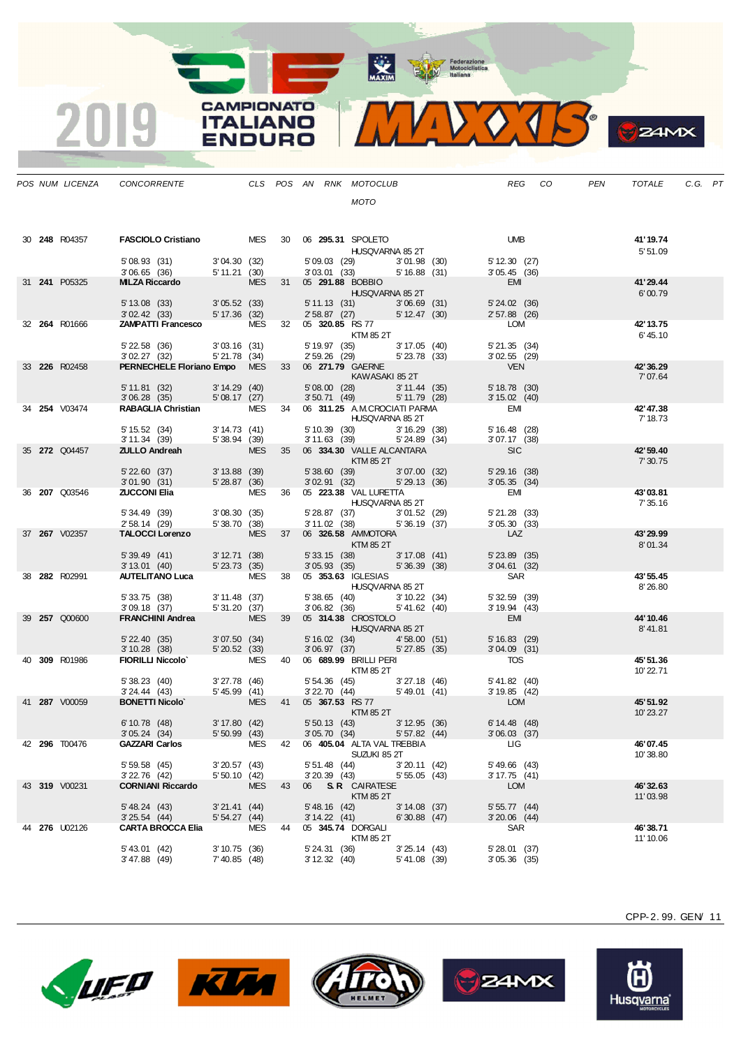| POS | NUM | LICENZA | CONCORRENTE | CLS | POS | AN | RNK | MOTOCLUB / MOTO | REG | CO | PEN | TOTALE | C.G. | PT |
|---|---|---|---|---|---|---|---|---|---|---|---|---|---|---|
| 30 | **248** | R04357 | **FASCIOLO Cristiano** | MES | 30 | 06 | **295.31** | SPOLETO / HUSQVARNA 85 2T | UMB | | | **41'19.74** / 5'51.09 | | |
| | | | 5'08.93 (31) 3'04.30 (32) 5'09.03 (29) 3'01.98 (30) 5'12.30 (27) / 3'06.65 (36) 5'11.21 (30) 3'03.01 (33) 5'16.88 (31) 3'05.45 (36) | | | | | | | | | | | |
| 31 | **241** | P05325 | **MILZA Riccardo** | MES | 31 | 05 | **291.88** | BOBBIO / HUSQVARNA 85 2T | EMI | | | **41'29.44** / 6'00.79 | | |
| | | | 5'13.08 (33) 3'05.52 (33) 5'11.13 (31) 3'06.69 (31) 5'24.02 (36) / 3'02.42 (33) 5'17.36 (32) 2'58.87 (27) 5'12.47 (30) 2'57.88 (26) | | | | | | | | | | | |
| 32 | **264** | R01666 | **ZAMPATTI Francesco** | MES | 32 | 05 | **320.85** | RS 77 / KTM 85 2T | LOM | | | **42'13.75** / 6'45.10 | | |
| | | | 5'22.58 (36) 3'03.16 (31) 5'19.97 (35) 3'17.05 (40) 5'21.35 (34) / 3'02.27 (32) 5'21.78 (34) 2'59.26 (29) 5'23.78 (33) 3'02.55 (29) | | | | | | | | | | | |
| 33 | **226** | R02458 | **PERNECHELE Floriano Empo** | MES | 33 | 06 | **271.79** | GAERNE / KAWASAKI 85 2T | VEN | | | **42'36.29** / 7'07.64 | | |
| | | | 5'11.81 (32) 3'14.29 (40) 5'08.00 (28) 3'11.44 (35) 5'18.78 (30) / 3'06.28 (35) 5'08.17 (27) 3'50.71 (49) 5'11.79 (28) 3'15.02 (40) | | | | | | | | | | | |
| 34 | **254** | V03474 | **RABAGLIA Christian** | MES | 34 | 06 | **311.25** | A.M.CROCIATI PARMA / HUSQVARNA 85 2T | EMI | | | **42'47.38** / 7'18.73 | | |
| | | | 5'15.52 (34) 3'14.73 (41) 5'10.39 (30) 3'16.29 (38) 5'16.48 (28) / 3'11.34 (39) 5'38.94 (39) 3'11.63 (39) 5'24.89 (34) 3'07.17 (38) | | | | | | | | | | | |
| 35 | **272** | Q04457 | **ZULLO Andreah** | MES | 35 | 06 | **334.30** | VALLE ALCANTARA / KTM 85 2T | SIC | | | **42'59.40** / 7'30.75 | | |
| | | | 5'22.60 (37) 3'13.88 (39) 5'38.60 (39) 3'07.00 (32) 5'29.16 (38) / 3'01.90 (31) 5'28.87 (36) 3'02.91 (32) 5'29.13 (36) 3'05.35 (34) | | | | | | | | | | | |
| 36 | **207** | Q03546 | **ZUCCONI Elia** | MES | 36 | 05 | **223.38** | VAL LURETTA / HUSQVARNA 85 2T | EMI | | | **43'03.81** / 7'35.16 | | |
| | | | 5'34.49 (39) 3'08.30 (35) 5'28.87 (37) 3'01.52 (29) 5'21.28 (33) / 2'58.14 (29) 5'38.70 (38) 3'11.02 (38) 5'36.19 (37) 3'05.30 (33) | | | | | | | | | | | |
| 37 | **267** | V02357 | **TALOCCI Lorenzo** | MES | 37 | 06 | **326.58** | AMMOTORA / KTM 85 2T | LAZ | | | **43'29.99** / 8'01.34 | | |
| | | | 5'39.49 (41) 3'12.71 (38) 5'33.15 (38) 3'17.08 (41) 5'23.89 (35) / 3'13.01 (40) 5'23.73 (35) 3'05.93 (35) 5'36.39 (38) 3'04.61 (32) | | | | | | | | | | | |
| 38 | **282** | R02991 | **AUTELITANO Luca** | MES | 38 | 05 | **353.63** | IGLESIAS / HUSQVARNA 85 2T | SAR | | | **43'55.45** / 8'26.80 | | |
| | | | 5'33.75 (38) 3'11.48 (37) 5'38.65 (40) 3'10.22 (34) 5'32.59 (39) / 3'09.18 (37) 5'31.20 (37) 3'06.82 (36) 5'41.62 (40) 3'19.94 (43) | | | | | | | | | | | |
| 39 | **257** | Q00600 | **FRANCHINI Andrea** | MES | 39 | 05 | **314.38** | CROSTOLO / HUSQVARNA 85 2T | EMI | | | **44'10.46** / 8'41.81 | | |
| | | | 5'22.40 (35) 3'07.50 (34) 5'16.02 (34) 4'58.00 (51) 5'16.83 (29) / 3'10.28 (38) 5'20.52 (33) 3'06.97 (37) 5'27.85 (35) 3'04.09 (31) | | | | | | | | | | | |
| 40 | **309** | R01986 | **FIORILLI Niccolo`** | MES | 40 | 06 | **689.99** | BRILLI PERI / KTM 85 2T | TOS | | | **45'51.36** / 10'22.71 | | |
| | | | 5'38.23 (40) 3'27.78 (46) 5'54.37 (45) 3'27.18 (46) 5'41.82 (40) / 3'24.44 (43) 5'45.99 (41) 3'22.70 (44) 5'49.01 (41) 3'19.85 (42) | | | | | | | | | | | |
| 41 | **287** | V00059 | **BONETTI Nicolo`** | MES | 41 | 05 | **367.53** | RS 77 / KTM 85 2T | LOM | | | **45'51.92** / 10'23.27 | | |
| | | | 6'10.78 (48) 3'17.80 (42) 5'50.13 (43) 3'12.95 (36) 6'14.48 (48) / 3'05.24 (34) 5'50.99 (43) 3'05.70 (34) 5'57.82 (44) 3'06.03 (37) | | | | | | | | | | | |
| 42 | **296** | T00476 | **GAZZARI Carlos** | MES | 42 | 06 | **405.04** | ALTA VAL TREBBIA / SUZUKI 85 2T | LIG | | | **46'07.45** / 10'38.80 | | |
| | | | 5'59.58 (45) 3'20.57 (43) 5'51.48 (44) 3'20.11 (42) 5'49.66 (43) / 3'22.76 (42) 5'50.10 (42) 3'20.39 (43) 5'55.05 (43) 3'17.75 (41) | | | | | | | | | | | |
| 43 | **319** | V00231 | **CORNIANI Riccardo** | MES | 43 | 06 | **S.R** | CAIRATESE / KTM 85 2T | LOM | | | **46'32.63** / 11'03.98 | | |
| | | | 5'48.24 (43) 3'21.41 (44) 5'48.16 (42) 3'14.08 (37) 5'55.77 (44) / 3'25.54 (44) 5'54.27 (44) 3'14.22 (41) 6'30.88 (47) 3'20.06 (44) | | | | | | | | | | | |
| 44 | **276** | U02126 | **CARTA BROCCA Elia** | MES | 44 | 05 | **345.74** | DORGALI / KTM 85 2T | SAR | | | **46'38.71** / 11'10.06 | | |
| | | | 5'43.01 (42) 3'10.75 (36) 5'24.31 (36) 3'25.14 (43) 5'28.01 (37) / 3'47.88 (49) 7'40.85 (48) 3'12.32 (40) 5'41.08 (39) 3'05.36 (35) | | | | | | | | | | | |

CPP-2.99. GEN/ 11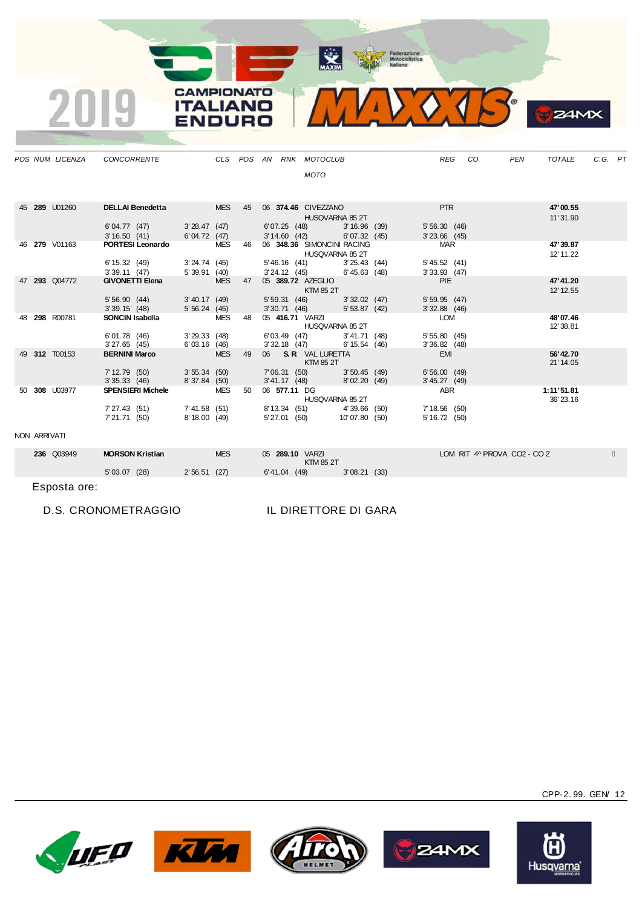| POS | NUM | LICENZA | CONCORRENTE | | CLS | POS | AN | RNK | MOTOCLUB / MOTO | | REG | CO | PEN | TOTALE | C.G. | PT |
|---|---|---|---|---|---|---|---|---|---|---|---|---|---|---|---|---|
| 45 | **289** | U01260 | **DELLAI Benedetta** | | MES | 45 | 06 | **374.46** | CIVEZZANO / HUSQVARNA 85 2T | | PTR | | | **47'00.55** / 11'31.90 | | |
| | | | 6'04.77 (47) | 3'28.47 (47) | | | | 6'07.25 (48) | | 3'16.96 (39) | 5'56.30 (46) | | | | | |
| | | | 3'16.50 (41) | 6'04.72 (47) | | | | 3'14.60 (42) | | 6'07.32 (45) | 3'23.66 (45) | | | | | |
| 46 | **279** | V01163 | **PORTESI Leonardo** | | MES | 46 | 06 | **348.36** | SIMONCINI RACING / HUSQVARNA 85 2T | | MAR | | | **47'39.87** / 12'11.22 | | |
| | | | 6'15.32 (49) | 3'24.74 (45) | | | | 5'46.16 (41) | | 3'25.43 (44) | 5'45.52 (41) | | | | | |
| | | | 3'39.11 (47) | 5'39.91 (40) | | | | 3'24.12 (45) | | 6'45.63 (48) | 3'33.93 (47) | | | | | |
| 47 | **293** | Q04772 | **GIVONETTI Elena** | | MES | 47 | 05 | **389.72** | AZEGLIO / KTM 85 2T | | PIE | | | **47'41.20** / 12'12.55 | | |
| | | | 5'56.90 (44) | 3'40.17 (49) | | | | 5'59.31 (46) | | 3'32.02 (47) | 5'59.95 (47) | | | | | |
| | | | 3'39.15 (48) | 5'56.24 (45) | | | | 3'30.71 (46) | | 5'53.87 (42) | 3'32.88 (46) | | | | | |
| 48 | **298** | R00781 | **SONCIN Isabella** | | MES | 48 | 05 | **416.71** | VARZI / HUSQVARNA 85 2T | | LOM | | | **48'07.46** / 12'38.81 | | |
| | | | 6'01.78 (46) | 3'29.33 (48) | | | | 6'03.49 (47) | | 3'41.71 (48) | 5'55.80 (45) | | | | | |
| | | | 3'27.65 (45) | 6'03.16 (46) | | | | 3'32.18 (47) | | 6'15.54 (46) | 3'36.82 (48) | | | | | |
| 49 | **312** | T00153 | **BERNINI Marco** | | MES | 49 | 06 | **S.R** | VAL LURETTA / KTM 85 2T | | EMI | | | **56'42.70** / 21'14.05 | | |
| | | | 7'12.79 (50) | 3'55.34 (50) | | | | 7'06.31 (50) | | 3'50.45 (49) | 6'56.00 (49) | | | | | |
| | | | 3'35.33 (46) | 8'37.84 (50) | | | | 3'41.17 (48) | | 8'02.20 (49) | 3'45.27 (49) | | | | | |
| 50 | **308** | U03977 | **SPENSIERI Michele** | | MES | 50 | 06 | **577.11** | DG / HUSQVARNA 85 2T | | ABR | | | **1:11'51.81** / 36'23.16 | | |
| | | | 7'27.43 (51) | 7'41.58 (51) | | | | 8'13.34 (51) | | 4'39.66 (50) | 7'18.56 (50) | | | | | |
| | | | 7'21.71 (50) | 8'18.00 (49) | | | | 5'27.01 (50) | | 10'07.80 (50) | 5'16.72 (50) | | | | | |

NON ARRIVATI

| NUM | LICENZA | CONCORRENTE | | CLS | AN | RNK | MOTOCLUB / MOTO | | REG | NOTE |
|---|---|---|---|---|---|---|---|---|---|---|
| **236** | Q03949 | **MORSON Kristian** | | MES | 05 | **289.10** | VARZI / KTM 85 2T | | LOM | RIT 4^ PROVA CO2 - CO 2 |
| | | 5'03.07 (28) | 2'56.51 (27) | | | 6'41.04 (49) | | 3'08.21 (33) | | |

Esposta ore:

D.S. CRONOMETRAGGIO

IL DIRETTORE DI GARA

CPP-2.99. GEN/ 12